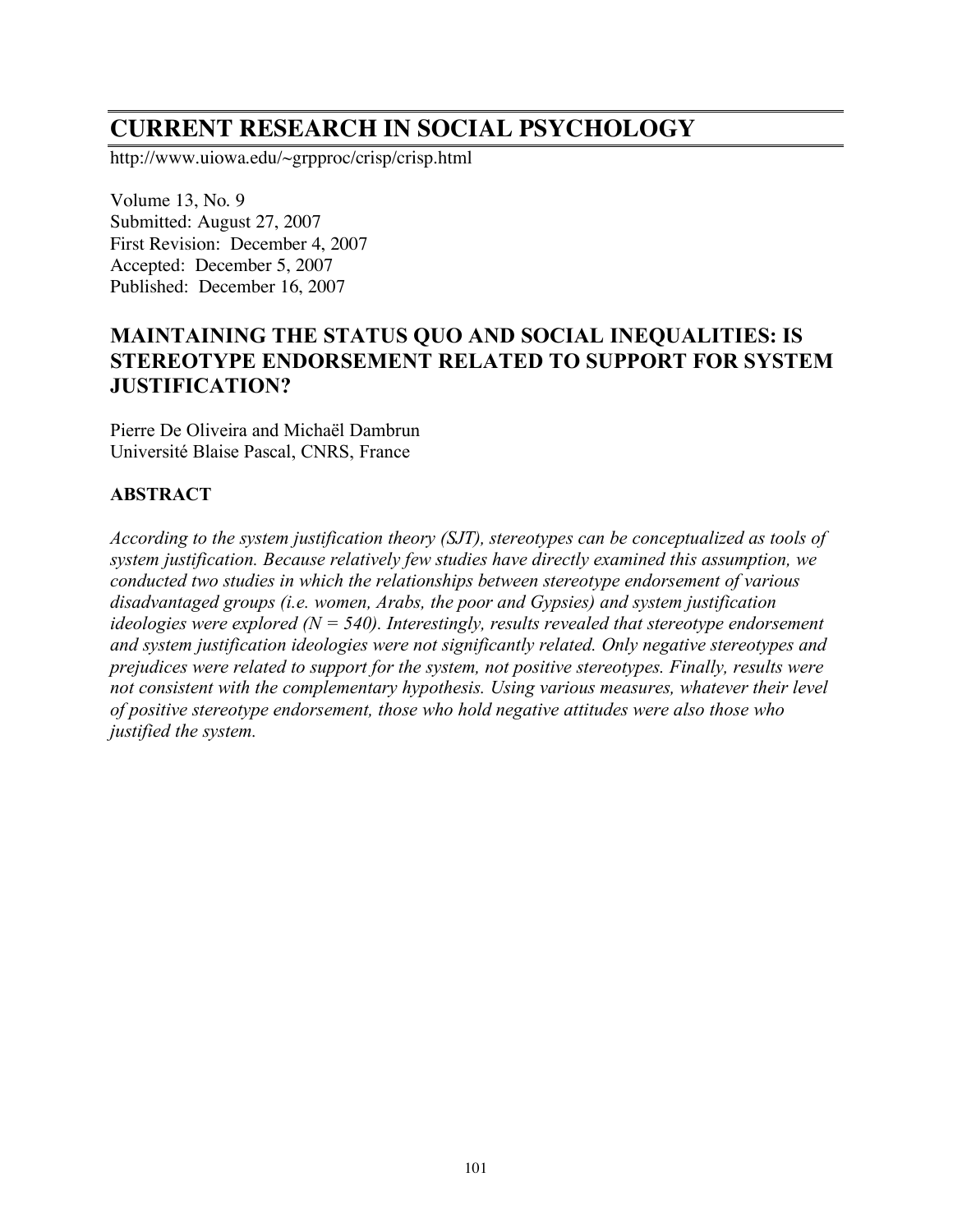# CURRENT RESEARCH IN SOCIAL PSYCHOLOGY

http://www.uiowa.edu/~grpproc/crisp/crisp.html

Volume 13, No. 9
Submitted: August 27, 2007
First Revision: December 4, 2007
Accepted: December 5, 2007
Published: December 16, 2007

## MAINTAINING THE STATUS QUO AND SOCIAL INEQUALITIES: IS STEREOTYPE ENDORSEMENT RELATED TO SUPPORT FOR SYSTEM JUSTIFICATION?

Pierre De Oliveira and Michaël Dambrun
Université Blaise Pascal, CNRS, France

### ABSTRACT

*According to the system justification theory (SJT), stereotypes can be conceptualized as tools of system justification. Because relatively few studies have directly examined this assumption, we conducted two studies in which the relationships between stereotype endorsement of various disadvantaged groups (i.e. women, Arabs, the poor and Gypsies) and system justification ideologies were explored ($N = 540$). Interestingly, results revealed that stereotype endorsement and system justification ideologies were not significantly related. Only negative stereotypes and prejudices were related to support for the system, not positive stereotypes. Finally, results were not consistent with the complementary hypothesis. Using various measures, whatever their level of positive stereotype endorsement, those who hold negative attitudes were also those who justified the system.*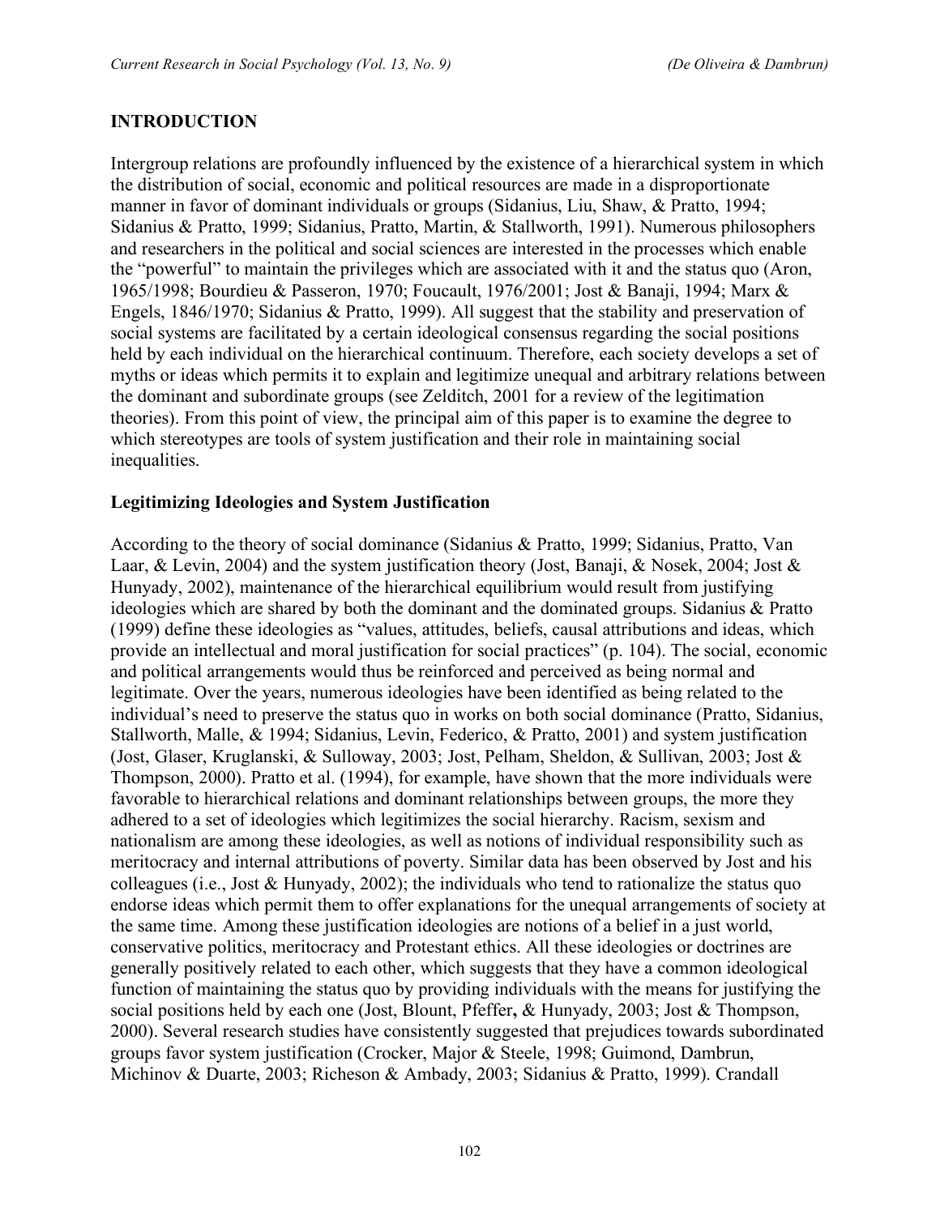## INTRODUCTION

Intergroup relations are profoundly influenced by the existence of a hierarchical system in which the distribution of social, economic and political resources are made in a disproportionate manner in favor of dominant individuals or groups (Sidanius, Liu, Shaw, & Pratto, 1994; Sidanius & Pratto, 1999; Sidanius, Pratto, Martin, & Stallworth, 1991). Numerous philosophers and researchers in the political and social sciences are interested in the processes which enable the "powerful" to maintain the privileges which are associated with it and the status quo (Aron, 1965/1998; Bourdieu & Passeron, 1970; Foucault, 1976/2001; Jost & Banaji, 1994; Marx & Engels, 1846/1970; Sidanius & Pratto, 1999). All suggest that the stability and preservation of social systems are facilitated by a certain ideological consensus regarding the social positions held by each individual on the hierarchical continuum. Therefore, each society develops a set of myths or ideas which permits it to explain and legitimize unequal and arbitrary relations between the dominant and subordinate groups (see Zelditch, 2001 for a review of the legitimation theories). From this point of view, the principal aim of this paper is to examine the degree to which stereotypes are tools of system justification and their role in maintaining social inequalities.

### Legitimizing Ideologies and System Justification

According to the theory of social dominance (Sidanius & Pratto, 1999; Sidanius, Pratto, Van Laar, & Levin, 2004) and the system justification theory (Jost, Banaji, & Nosek, 2004; Jost & Hunyady, 2002), maintenance of the hierarchical equilibrium would result from justifying ideologies which are shared by both the dominant and the dominated groups. Sidanius & Pratto (1999) define these ideologies as "values, attitudes, beliefs, causal attributions and ideas, which provide an intellectual and moral justification for social practices" (p. 104). The social, economic and political arrangements would thus be reinforced and perceived as being normal and legitimate. Over the years, numerous ideologies have been identified as being related to the individual's need to preserve the status quo in works on both social dominance (Pratto, Sidanius, Stallworth, Malle, & 1994; Sidanius, Levin, Federico, & Pratto, 2001) and system justification (Jost, Glaser, Kruglanski, & Sulloway, 2003; Jost, Pelham, Sheldon, & Sullivan, 2003; Jost & Thompson, 2000). Pratto et al. (1994), for example, have shown that the more individuals were favorable to hierarchical relations and dominant relationships between groups, the more they adhered to a set of ideologies which legitimizes the social hierarchy. Racism, sexism and nationalism are among these ideologies, as well as notions of individual responsibility such as meritocracy and internal attributions of poverty. Similar data has been observed by Jost and his colleagues (i.e., Jost & Hunyady, 2002); the individuals who tend to rationalize the status quo endorse ideas which permit them to offer explanations for the unequal arrangements of society at the same time. Among these justification ideologies are notions of a belief in a just world, conservative politics, meritocracy and Protestant ethics. All these ideologies or doctrines are generally positively related to each other, which suggests that they have a common ideological function of maintaining the status quo by providing individuals with the means for justifying the social positions held by each one (Jost, Blount, Pfeffer, & Hunyady, 2003; Jost & Thompson, 2000). Several research studies have consistently suggested that prejudices towards subordinated groups favor system justification (Crocker, Major & Steele, 1998; Guimond, Dambrun, Michinov & Duarte, 2003; Richeson & Ambady, 2003; Sidanius & Pratto, 1999). Crandall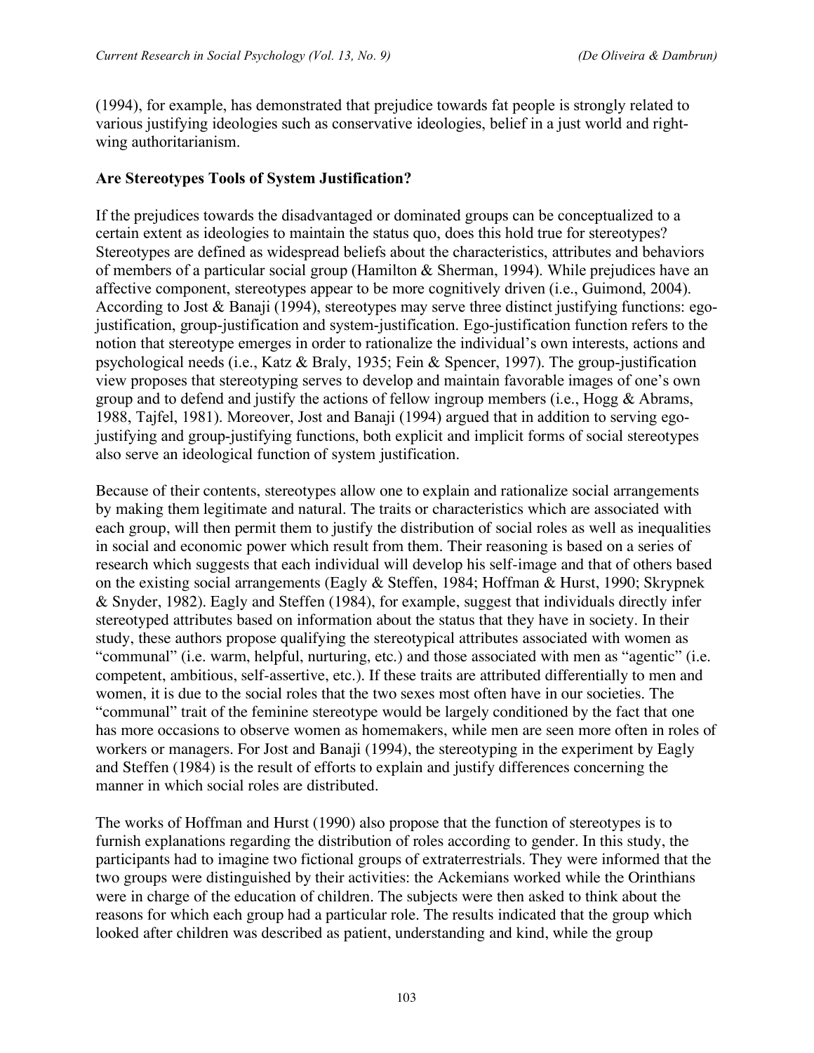(1994), for example, has demonstrated that prejudice towards fat people is strongly related to various justifying ideologies such as conservative ideologies, belief in a just world and right-wing authoritarianism.

### Are Stereotypes Tools of System Justification?

If the prejudices towards the disadvantaged or dominated groups can be conceptualized to a certain extent as ideologies to maintain the status quo, does this hold true for stereotypes? Stereotypes are defined as widespread beliefs about the characteristics, attributes and behaviors of members of a particular social group (Hamilton & Sherman, 1994). While prejudices have an affective component, stereotypes appear to be more cognitively driven (i.e., Guimond, 2004). According to Jost & Banaji (1994), stereotypes may serve three distinct justifying functions: ego-justification, group-justification and system-justification. Ego-justification function refers to the notion that stereotype emerges in order to rationalize the individual's own interests, actions and psychological needs (i.e., Katz & Braly, 1935; Fein & Spencer, 1997). The group-justification view proposes that stereotyping serves to develop and maintain favorable images of one's own group and to defend and justify the actions of fellow ingroup members (i.e., Hogg & Abrams, 1988, Tajfel, 1981). Moreover, Jost and Banaji (1994) argued that in addition to serving ego-justifying and group-justifying functions, both explicit and implicit forms of social stereotypes also serve an ideological function of system justification.

Because of their contents, stereotypes allow one to explain and rationalize social arrangements by making them legitimate and natural. The traits or characteristics which are associated with each group, will then permit them to justify the distribution of social roles as well as inequalities in social and economic power which result from them. Their reasoning is based on a series of research which suggests that each individual will develop his self-image and that of others based on the existing social arrangements (Eagly & Steffen, 1984; Hoffman & Hurst, 1990; Skrypnek & Snyder, 1982). Eagly and Steffen (1984), for example, suggest that individuals directly infer stereotyped attributes based on information about the status that they have in society. In their study, these authors propose qualifying the stereotypical attributes associated with women as "communal" (i.e. warm, helpful, nurturing, etc.) and those associated with men as "agentic" (i.e. competent, ambitious, self-assertive, etc.). If these traits are attributed differentially to men and women, it is due to the social roles that the two sexes most often have in our societies. The "communal" trait of the feminine stereotype would be largely conditioned by the fact that one has more occasions to observe women as homemakers, while men are seen more often in roles of workers or managers. For Jost and Banaji (1994), the stereotyping in the experiment by Eagly and Steffen (1984) is the result of efforts to explain and justify differences concerning the manner in which social roles are distributed.

The works of Hoffman and Hurst (1990) also propose that the function of stereotypes is to furnish explanations regarding the distribution of roles according to gender. In this study, the participants had to imagine two fictional groups of extraterrestrials. They were informed that the two groups were distinguished by their activities: the Ackemians worked while the Orinthians were in charge of the education of children. The subjects were then asked to think about the reasons for which each group had a particular role. The results indicated that the group which looked after children was described as patient, understanding and kind, while the group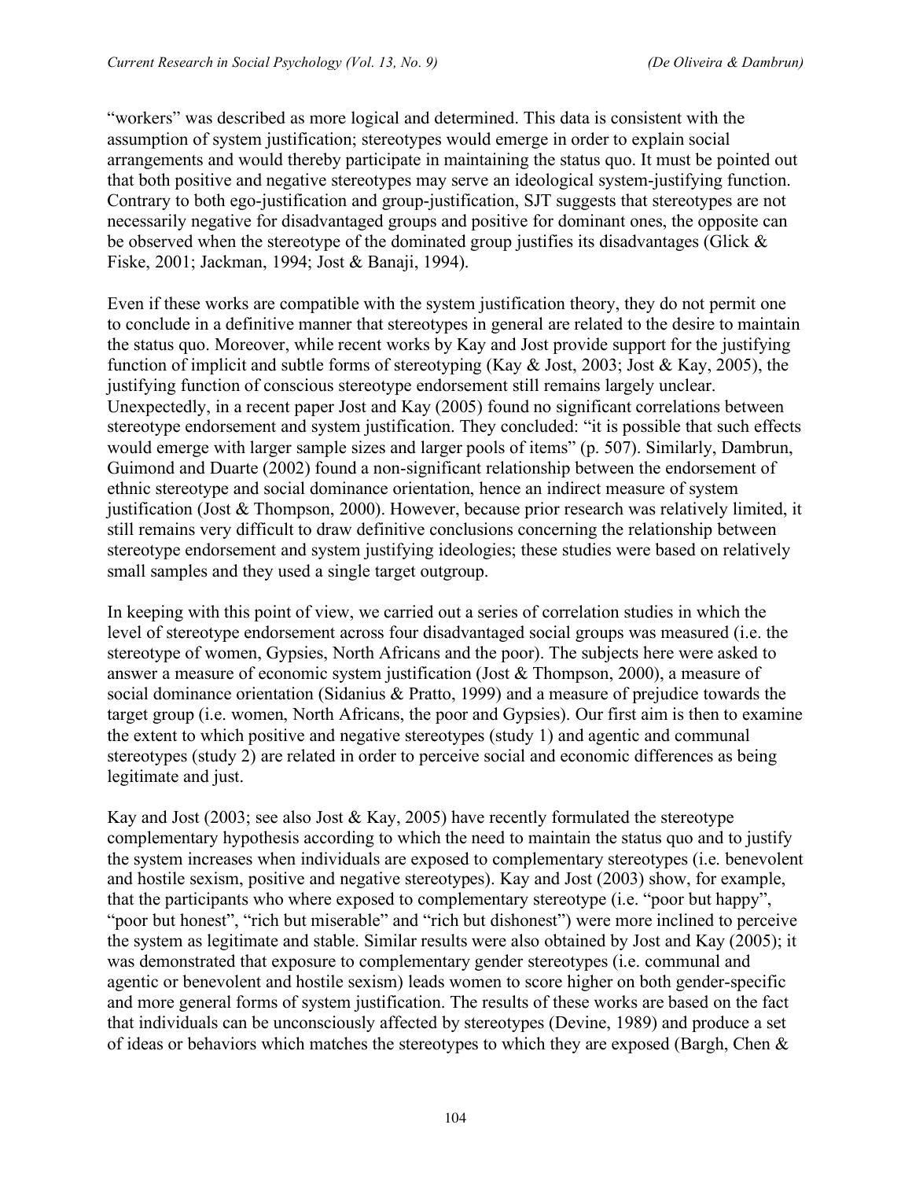"workers" was described as more logical and determined. This data is consistent with the assumption of system justification; stereotypes would emerge in order to explain social arrangements and would thereby participate in maintaining the status quo. It must be pointed out that both positive and negative stereotypes may serve an ideological system-justifying function. Contrary to both ego-justification and group-justification, SJT suggests that stereotypes are not necessarily negative for disadvantaged groups and positive for dominant ones, the opposite can be observed when the stereotype of the dominated group justifies its disadvantages (Glick & Fiske, 2001; Jackman, 1994; Jost & Banaji, 1994).

Even if these works are compatible with the system justification theory, they do not permit one to conclude in a definitive manner that stereotypes in general are related to the desire to maintain the status quo. Moreover, while recent works by Kay and Jost provide support for the justifying function of implicit and subtle forms of stereotyping (Kay & Jost, 2003; Jost & Kay, 2005), the justifying function of conscious stereotype endorsement still remains largely unclear. Unexpectedly, in a recent paper Jost and Kay (2005) found no significant correlations between stereotype endorsement and system justification. They concluded: "it is possible that such effects would emerge with larger sample sizes and larger pools of items" (p. 507). Similarly, Dambrun, Guimond and Duarte (2002) found a non-significant relationship between the endorsement of ethnic stereotype and social dominance orientation, hence an indirect measure of system justification (Jost & Thompson, 2000). However, because prior research was relatively limited, it still remains very difficult to draw definitive conclusions concerning the relationship between stereotype endorsement and system justifying ideologies; these studies were based on relatively small samples and they used a single target outgroup.

In keeping with this point of view, we carried out a series of correlation studies in which the level of stereotype endorsement across four disadvantaged social groups was measured (i.e. the stereotype of women, Gypsies, North Africans and the poor). The subjects here were asked to answer a measure of economic system justification (Jost & Thompson, 2000), a measure of social dominance orientation (Sidanius & Pratto, 1999) and a measure of prejudice towards the target group (i.e. women, North Africans, the poor and Gypsies). Our first aim is then to examine the extent to which positive and negative stereotypes (study 1) and agentic and communal stereotypes (study 2) are related in order to perceive social and economic differences as being legitimate and just.

Kay and Jost (2003; see also Jost & Kay, 2005) have recently formulated the stereotype complementary hypothesis according to which the need to maintain the status quo and to justify the system increases when individuals are exposed to complementary stereotypes (i.e. benevolent and hostile sexism, positive and negative stereotypes). Kay and Jost (2003) show, for example, that the participants who where exposed to complementary stereotype (i.e. "poor but happy", "poor but honest", "rich but miserable" and "rich but dishonest") were more inclined to perceive the system as legitimate and stable. Similar results were also obtained by Jost and Kay (2005); it was demonstrated that exposure to complementary gender stereotypes (i.e. communal and agentic or benevolent and hostile sexism) leads women to score higher on both gender-specific and more general forms of system justification. The results of these works are based on the fact that individuals can be unconsciously affected by stereotypes (Devine, 1989) and produce a set of ideas or behaviors which matches the stereotypes to which they are exposed (Bargh, Chen &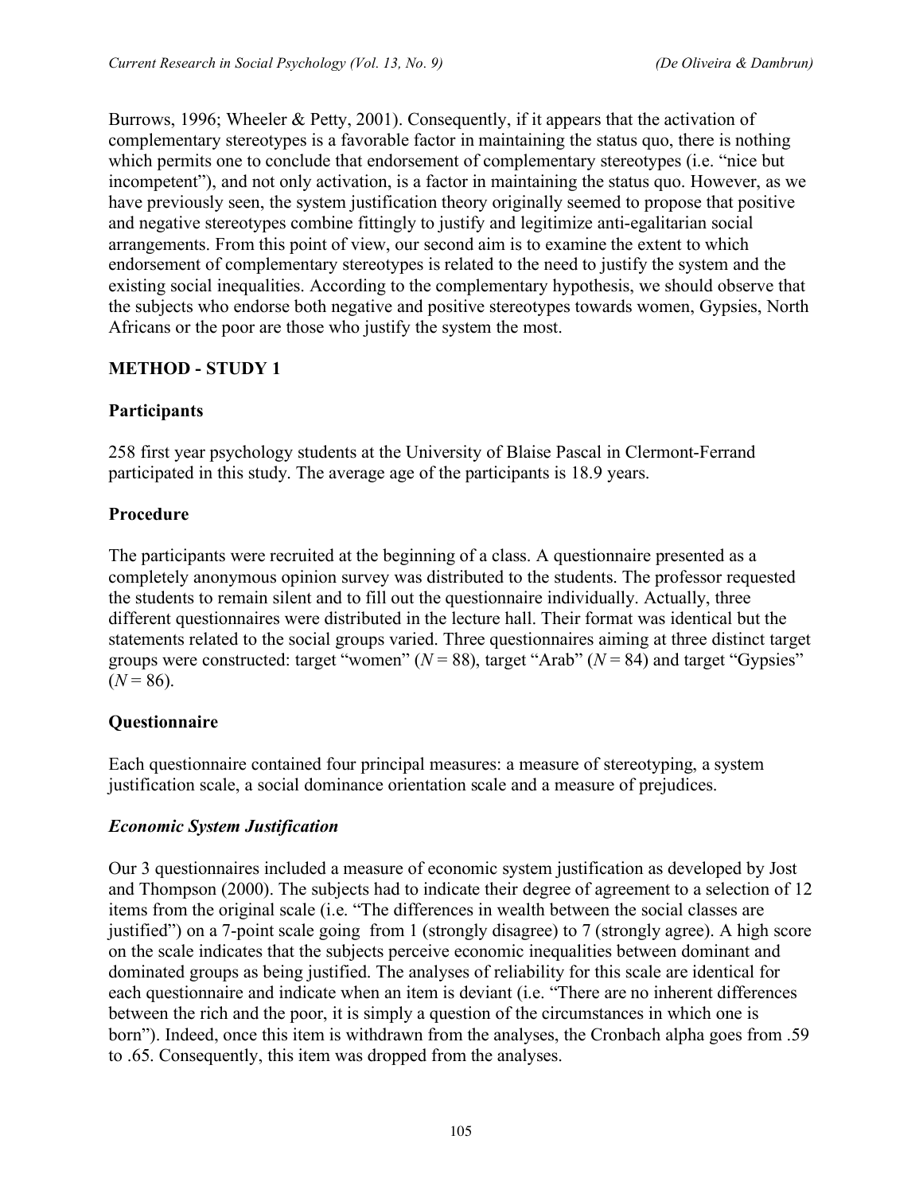Burrows, 1996; Wheeler & Petty, 2001). Consequently, if it appears that the activation of complementary stereotypes is a favorable factor in maintaining the status quo, there is nothing which permits one to conclude that endorsement of complementary stereotypes (i.e. "nice but incompetent"), and not only activation, is a factor in maintaining the status quo. However, as we have previously seen, the system justification theory originally seemed to propose that positive and negative stereotypes combine fittingly to justify and legitimize anti-egalitarian social arrangements. From this point of view, our second aim is to examine the extent to which endorsement of complementary stereotypes is related to the need to justify the system and the existing social inequalities. According to the complementary hypothesis, we should observe that the subjects who endorse both negative and positive stereotypes towards women, Gypsies, North Africans or the poor are those who justify the system the most.

## METHOD - STUDY 1

### Participants

258 first year psychology students at the University of Blaise Pascal in Clermont-Ferrand participated in this study. The average age of the participants is 18.9 years.

### Procedure

The participants were recruited at the beginning of a class. A questionnaire presented as a completely anonymous opinion survey was distributed to the students. The professor requested the students to remain silent and to fill out the questionnaire individually. Actually, three different questionnaires were distributed in the lecture hall. Their format was identical but the statements related to the social groups varied. Three questionnaires aiming at three distinct target groups were constructed: target "women" ($N = 88$), target "Arab" ($N = 84$) and target "Gypsies" ($N = 86$).

### Questionnaire

Each questionnaire contained four principal measures: a measure of stereotyping, a system justification scale, a social dominance orientation scale and a measure of prejudices.

#### *Economic System Justification*

Our 3 questionnaires included a measure of economic system justification as developed by Jost and Thompson (2000). The subjects had to indicate their degree of agreement to a selection of 12 items from the original scale (i.e. "The differences in wealth between the social classes are justified") on a 7-point scale going from 1 (strongly disagree) to 7 (strongly agree). A high score on the scale indicates that the subjects perceive economic inequalities between dominant and dominated groups as being justified. The analyses of reliability for this scale are identical for each questionnaire and indicate when an item is deviant (i.e. "There are no inherent differences between the rich and the poor, it is simply a question of the circumstances in which one is born"). Indeed, once this item is withdrawn from the analyses, the Cronbach alpha goes from .59 to .65. Consequently, this item was dropped from the analyses.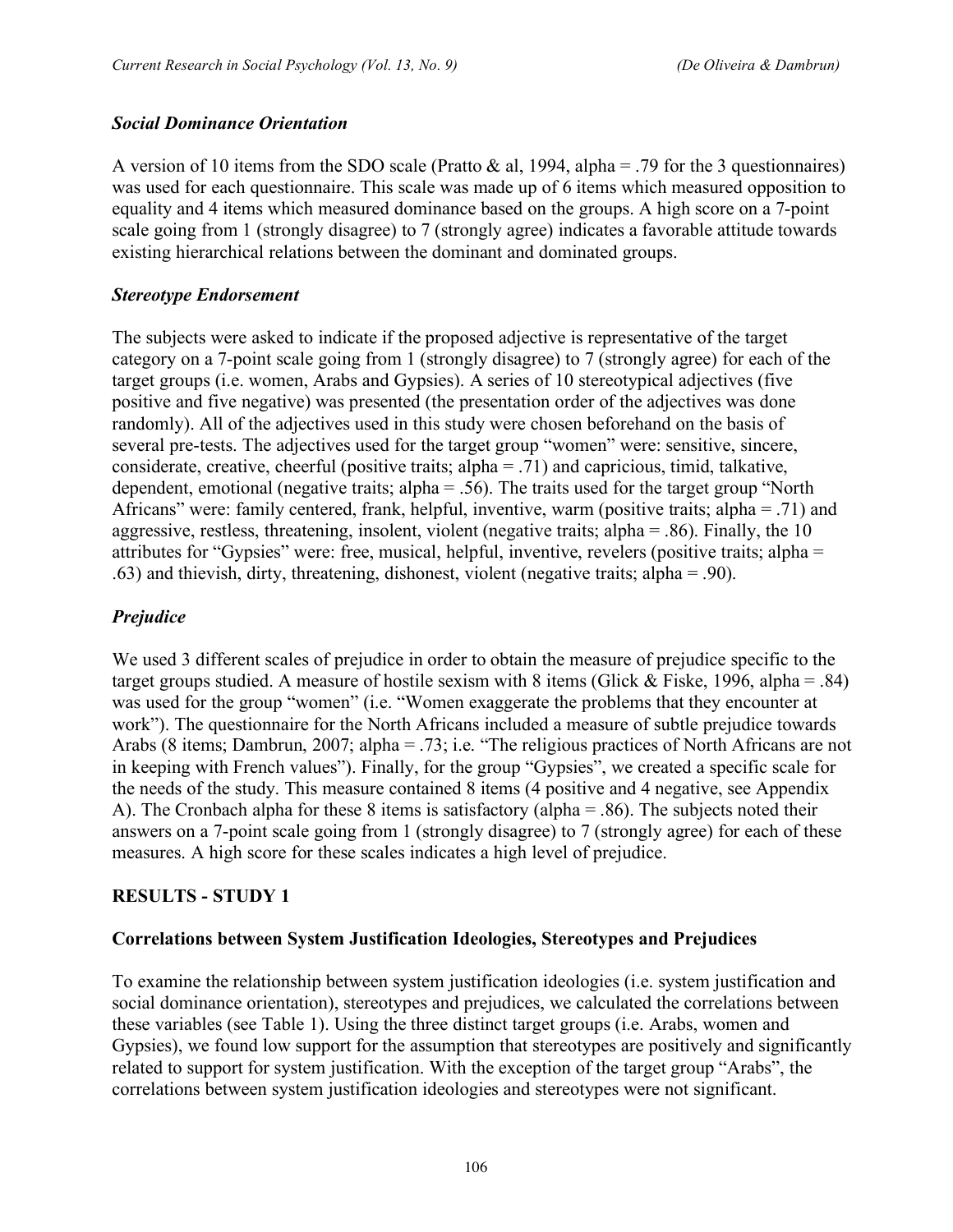### *Social Dominance Orientation*

A version of 10 items from the SDO scale (Pratto & al, 1994, alpha = .79 for the 3 questionnaires) was used for each questionnaire. This scale was made up of 6 items which measured opposition to equality and 4 items which measured dominance based on the groups. A high score on a 7-point scale going from 1 (strongly disagree) to 7 (strongly agree) indicates a favorable attitude towards existing hierarchical relations between the dominant and dominated groups.

### *Stereotype Endorsement*

The subjects were asked to indicate if the proposed adjective is representative of the target category on a 7-point scale going from 1 (strongly disagree) to 7 (strongly agree) for each of the target groups (i.e. women, Arabs and Gypsies). A series of 10 stereotypical adjectives (five positive and five negative) was presented (the presentation order of the adjectives was done randomly). All of the adjectives used in this study were chosen beforehand on the basis of several pre-tests. The adjectives used for the target group "women" were: sensitive, sincere, considerate, creative, cheerful (positive traits; alpha = .71) and capricious, timid, talkative, dependent, emotional (negative traits; alpha = .56). The traits used for the target group "North Africans" were: family centered, frank, helpful, inventive, warm (positive traits; alpha = .71) and aggressive, restless, threatening, insolent, violent (negative traits; alpha = .86). Finally, the 10 attributes for "Gypsies" were: free, musical, helpful, inventive, revelers (positive traits; alpha = .63) and thievish, dirty, threatening, dishonest, violent (negative traits; alpha = .90).

### *Prejudice*

We used 3 different scales of prejudice in order to obtain the measure of prejudice specific to the target groups studied. A measure of hostile sexism with 8 items (Glick & Fiske, 1996, alpha = .84) was used for the group "women" (i.e. "Women exaggerate the problems that they encounter at work"). The questionnaire for the North Africans included a measure of subtle prejudice towards Arabs (8 items; Dambrun, 2007; alpha = .73; i.e. "The religious practices of North Africans are not in keeping with French values"). Finally, for the group "Gypsies", we created a specific scale for the needs of the study. This measure contained 8 items (4 positive and 4 negative, see Appendix A). The Cronbach alpha for these 8 items is satisfactory (alpha = .86). The subjects noted their answers on a 7-point scale going from 1 (strongly disagree) to 7 (strongly agree) for each of these measures. A high score for these scales indicates a high level of prejudice.

## RESULTS - STUDY 1

### Correlations between System Justification Ideologies, Stereotypes and Prejudices

To examine the relationship between system justification ideologies (i.e. system justification and social dominance orientation), stereotypes and prejudices, we calculated the correlations between these variables (see Table 1). Using the three distinct target groups (i.e. Arabs, women and Gypsies), we found low support for the assumption that stereotypes are positively and significantly related to support for system justification. With the exception of the target group "Arabs", the correlations between system justification ideologies and stereotypes were not significant.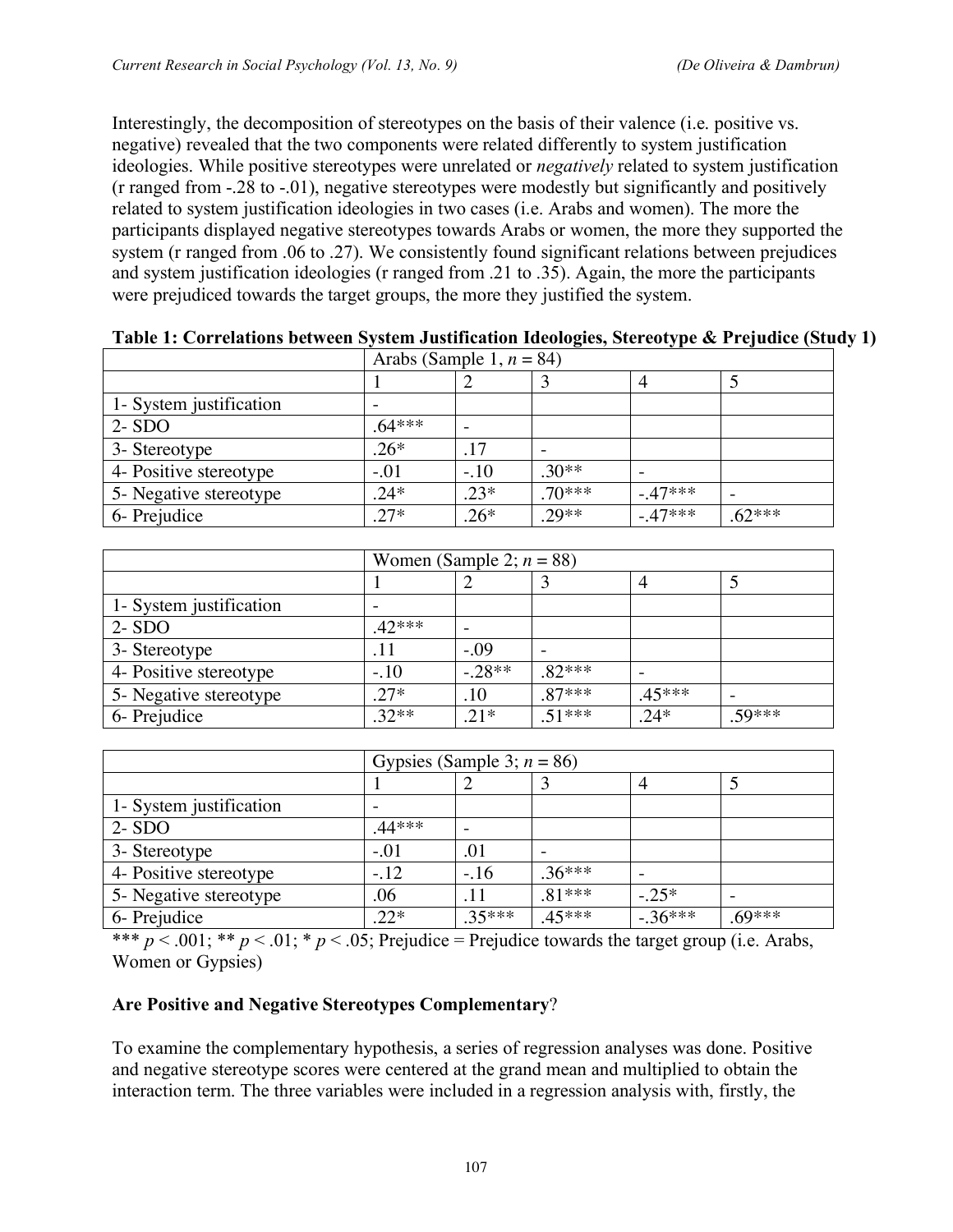Interestingly, the decomposition of stereotypes on the basis of their valence (i.e. positive vs. negative) revealed that the two components were related differently to system justification ideologies. While positive stereotypes were unrelated or *negatively* related to system justification (r ranged from -.28 to -.01), negative stereotypes were modestly but significantly and positively related to system justification ideologies in two cases (i.e. Arabs and women). The more the participants displayed negative stereotypes towards Arabs or women, the more they supported the system (r ranged from .06 to .27). We consistently found significant relations between prejudices and system justification ideologies (r ranged from .21 to .35). Again, the more the participants were prejudiced towards the target groups, the more they justified the system.

**Table 1: Correlations between System Justification Ideologies, Stereotype & Prejudice (Study 1)**

| | Arabs (Sample 1, $n$ = 84) | | | | |
|---|---|---|---|---|---|
| | 1 | 2 | 3 | 4 | 5 |
| 1- System justification | - | | | | |
| 2- SDO | .64*** | - | | | |
| 3- Stereotype | .26* | .17 | - | | |
| 4- Positive stereotype | -.01 | -.10 | .30** | - | |
| 5- Negative stereotype | .24* | .23* | .70*** | -.47*** | - |
| 6- Prejudice | .27* | .26* | .29** | -.47*** | .62*** |

| | Women (Sample 2; $n$ = 88) | | | | |
|---|---|---|---|---|---|
| | 1 | 2 | 3 | 4 | 5 |
| 1- System justification | - | | | | |
| 2- SDO | .42*** | - | | | |
| 3- Stereotype | .11 | -.09 | - | | |
| 4- Positive stereotype | -.10 | -.28** | .82*** | - | |
| 5- Negative stereotype | .27* | .10 | .87*** | .45*** | - |
| 6- Prejudice | .32** | .21* | .51*** | .24* | .59*** |

| | Gypsies (Sample 3; $n$ = 86) | | | | |
|---|---|---|---|---|---|
| | 1 | 2 | 3 | 4 | 5 |
| 1- System justification | - | | | | |
| 2- SDO | .44*** | - | | | |
| 3- Stereotype | -.01 | .01 | - | | |
| 4- Positive stereotype | -.12 | -.16 | .36*** | - | |
| 5- Negative stereotype | .06 | .11 | .81*** | -.25* | - |
| 6- Prejudice | .22* | .35*** | .45*** | -.36*** | .69*** |

*** $p < .001$; ** $p < .01$; * $p < .05$; Prejudice = Prejudice towards the target group (i.e. Arabs, Women or Gypsies)

**Are Positive and Negative Stereotypes Complementary**?

To examine the complementary hypothesis, a series of regression analyses was done. Positive and negative stereotype scores were centered at the grand mean and multiplied to obtain the interaction term. The three variables were included in a regression analysis with, firstly, the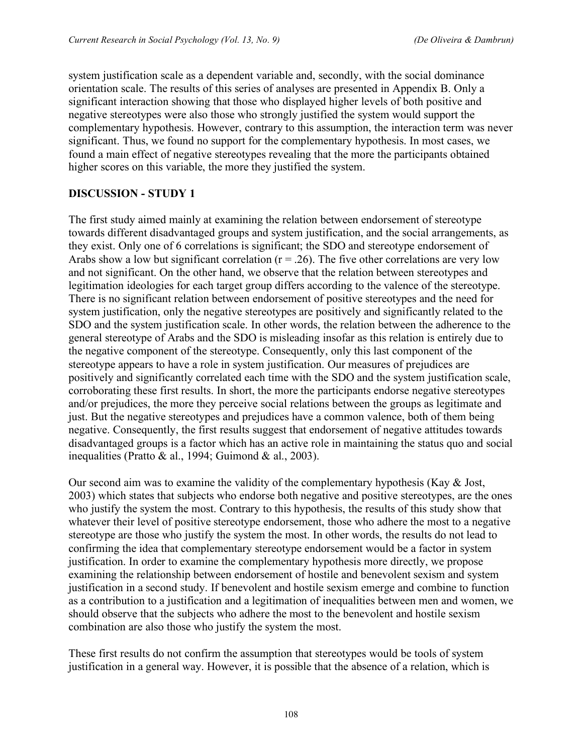system justification scale as a dependent variable and, secondly, with the social dominance orientation scale. The results of this series of analyses are presented in Appendix B. Only a significant interaction showing that those who displayed higher levels of both positive and negative stereotypes were also those who strongly justified the system would support the complementary hypothesis. However, contrary to this assumption, the interaction term was never significant. Thus, we found no support for the complementary hypothesis. In most cases, we found a main effect of negative stereotypes revealing that the more the participants obtained higher scores on this variable, the more they justified the system.

## DISCUSSION - STUDY 1

The first study aimed mainly at examining the relation between endorsement of stereotype towards different disadvantaged groups and system justification, and the social arrangements, as they exist. Only one of 6 correlations is significant; the SDO and stereotype endorsement of Arabs show a low but significant correlation ($r = .26$). The five other correlations are very low and not significant. On the other hand, we observe that the relation between stereotypes and legitimation ideologies for each target group differs according to the valence of the stereotype. There is no significant relation between endorsement of positive stereotypes and the need for system justification, only the negative stereotypes are positively and significantly related to the SDO and the system justification scale. In other words, the relation between the adherence to the general stereotype of Arabs and the SDO is misleading insofar as this relation is entirely due to the negative component of the stereotype. Consequently, only this last component of the stereotype appears to have a role in system justification. Our measures of prejudices are positively and significantly correlated each time with the SDO and the system justification scale, corroborating these first results. In short, the more the participants endorse negative stereotypes and/or prejudices, the more they perceive social relations between the groups as legitimate and just. But the negative stereotypes and prejudices have a common valence, both of them being negative. Consequently, the first results suggest that endorsement of negative attitudes towards disadvantaged groups is a factor which has an active role in maintaining the status quo and social inequalities (Pratto & al., 1994; Guimond & al., 2003).

Our second aim was to examine the validity of the complementary hypothesis (Kay & Jost, 2003) which states that subjects who endorse both negative and positive stereotypes, are the ones who justify the system the most. Contrary to this hypothesis, the results of this study show that whatever their level of positive stereotype endorsement, those who adhere the most to a negative stereotype are those who justify the system the most. In other words, the results do not lead to confirming the idea that complementary stereotype endorsement would be a factor in system justification. In order to examine the complementary hypothesis more directly, we propose examining the relationship between endorsement of hostile and benevolent sexism and system justification in a second study. If benevolent and hostile sexism emerge and combine to function as a contribution to a justification and a legitimation of inequalities between men and women, we should observe that the subjects who adhere the most to the benevolent and hostile sexism combination are also those who justify the system the most.

These first results do not confirm the assumption that stereotypes would be tools of system justification in a general way. However, it is possible that the absence of a relation, which is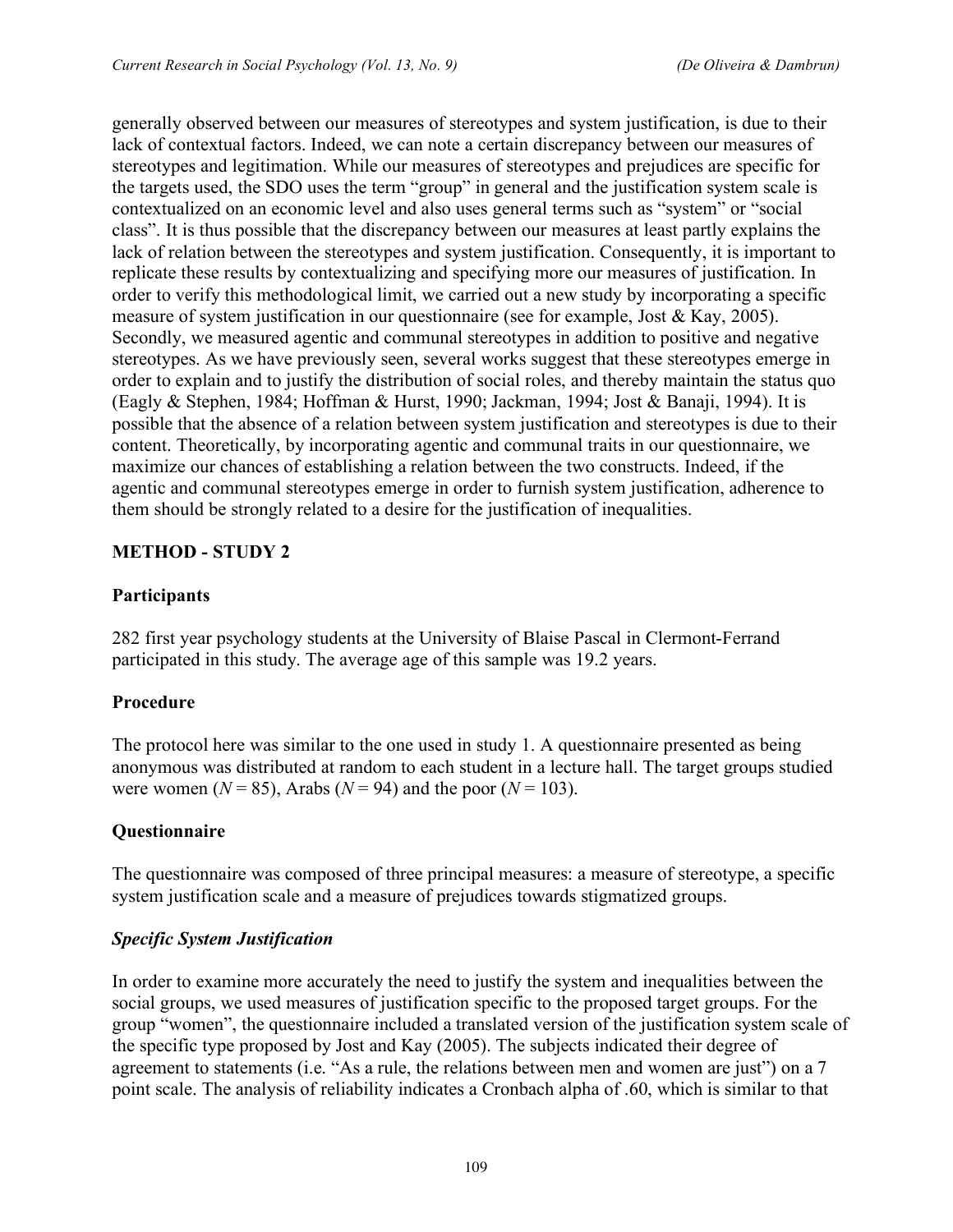generally observed between our measures of stereotypes and system justification, is due to their lack of contextual factors. Indeed, we can note a certain discrepancy between our measures of stereotypes and legitimation. While our measures of stereotypes and prejudices are specific for the targets used, the SDO uses the term "group" in general and the justification system scale is contextualized on an economic level and also uses general terms such as "system" or "social class". It is thus possible that the discrepancy between our measures at least partly explains the lack of relation between the stereotypes and system justification. Consequently, it is important to replicate these results by contextualizing and specifying more our measures of justification. In order to verify this methodological limit, we carried out a new study by incorporating a specific measure of system justification in our questionnaire (see for example, Jost & Kay, 2005). Secondly, we measured agentic and communal stereotypes in addition to positive and negative stereotypes. As we have previously seen, several works suggest that these stereotypes emerge in order to explain and to justify the distribution of social roles, and thereby maintain the status quo (Eagly & Stephen, 1984; Hoffman & Hurst, 1990; Jackman, 1994; Jost & Banaji, 1994). It is possible that the absence of a relation between system justification and stereotypes is due to their content. Theoretically, by incorporating agentic and communal traits in our questionnaire, we maximize our chances of establishing a relation between the two constructs. Indeed, if the agentic and communal stereotypes emerge in order to furnish system justification, adherence to them should be strongly related to a desire for the justification of inequalities.

## METHOD - STUDY 2

### Participants

282 first year psychology students at the University of Blaise Pascal in Clermont-Ferrand participated in this study. The average age of this sample was 19.2 years.

### Procedure

The protocol here was similar to the one used in study 1. A questionnaire presented as being anonymous was distributed at random to each student in a lecture hall. The target groups studied were women ($N = 85$), Arabs ($N = 94$) and the poor ($N = 103$).

### Questionnaire

The questionnaire was composed of three principal measures: a measure of stereotype, a specific system justification scale and a measure of prejudices towards stigmatized groups.

#### *Specific System Justification*

In order to examine more accurately the need to justify the system and inequalities between the social groups, we used measures of justification specific to the proposed target groups. For the group "women", the questionnaire included a translated version of the justification system scale of the specific type proposed by Jost and Kay (2005). The subjects indicated their degree of agreement to statements (i.e. "As a rule, the relations between men and women are just") on a 7 point scale. The analysis of reliability indicates a Cronbach alpha of .60, which is similar to that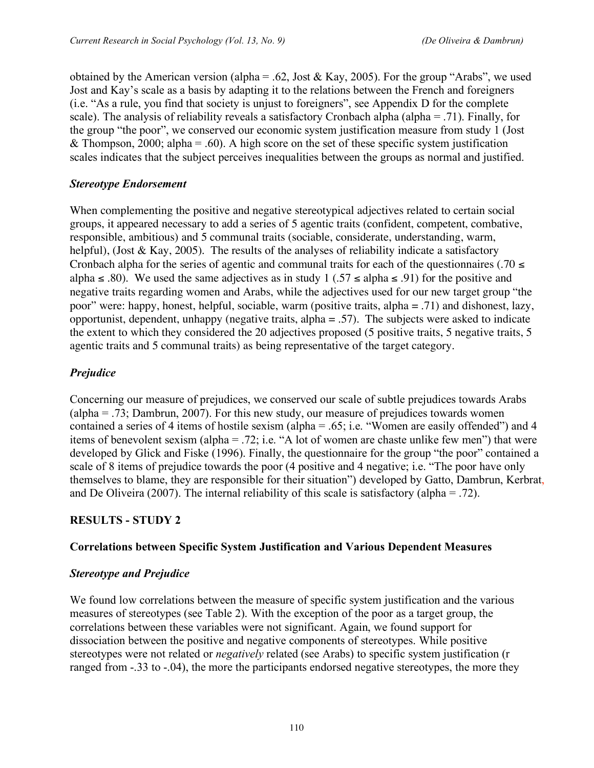obtained by the American version (alpha = .62, Jost & Kay, 2005). For the group "Arabs", we used Jost and Kay's scale as a basis by adapting it to the relations between the French and foreigners (i.e. "As a rule, you find that society is unjust to foreigners", see Appendix D for the complete scale). The analysis of reliability reveals a satisfactory Cronbach alpha (alpha = .71). Finally, for the group "the poor", we conserved our economic system justification measure from study 1 (Jost & Thompson, 2000; alpha = .60). A high score on the set of these specific system justification scales indicates that the subject perceives inequalities between the groups as normal and justified.

### *Stereotype Endorsement*

When complementing the positive and negative stereotypical adjectives related to certain social groups, it appeared necessary to add a series of 5 agentic traits (confident, competent, combative, responsible, ambitious) and 5 communal traits (sociable, considerate, understanding, warm, helpful), (Jost & Kay, 2005). The results of the analyses of reliability indicate a satisfactory Cronbach alpha for the series of agentic and communal traits for each of the questionnaires (.70 ≤ alpha ≤ .80). We used the same adjectives as in study 1 (.57 ≤ alpha ≤ .91) for the positive and negative traits regarding women and Arabs, while the adjectives used for our new target group "the poor" were: happy, honest, helpful, sociable, warm (positive traits, alpha = .71) and dishonest, lazy, opportunist, dependent, unhappy (negative traits, alpha = .57). The subjects were asked to indicate the extent to which they considered the 20 adjectives proposed (5 positive traits, 5 negative traits, 5 agentic traits and 5 communal traits) as being representative of the target category.

### *Prejudice*

Concerning our measure of prejudices, we conserved our scale of subtle prejudices towards Arabs (alpha = .73; Dambrun, 2007). For this new study, our measure of prejudices towards women contained a series of 4 items of hostile sexism (alpha = .65; i.e. "Women are easily offended") and 4 items of benevolent sexism (alpha = .72; i.e. "A lot of women are chaste unlike few men") that were developed by Glick and Fiske (1996). Finally, the questionnaire for the group "the poor" contained a scale of 8 items of prejudice towards the poor (4 positive and 4 negative; i.e. "The poor have only themselves to blame, they are responsible for their situation") developed by Gatto, Dambrun, Kerbrat, and De Oliveira (2007). The internal reliability of this scale is satisfactory (alpha = .72).

## RESULTS - STUDY 2

### Correlations between Specific System Justification and Various Dependent Measures

### *Stereotype and Prejudice*

We found low correlations between the measure of specific system justification and the various measures of stereotypes (see Table 2). With the exception of the poor as a target group, the correlations between these variables were not significant. Again, we found support for dissociation between the positive and negative components of stereotypes. While positive stereotypes were not related or *negatively* related (see Arabs) to specific system justification (r ranged from -.33 to -.04), the more the participants endorsed negative stereotypes, the more they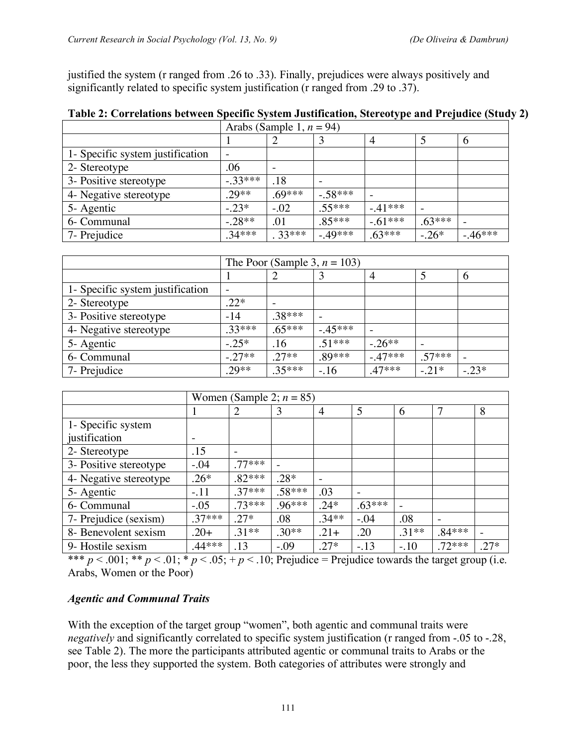justified the system (r ranged from .26 to .33). Finally, prejudices were always positively and significantly related to specific system justification (r ranged from .29 to .37).

**Table 2: Correlations between Specific System Justification, Stereotype and Prejudice (Study 2)**

| | Arabs (Sample 1, *n* = 94) | | | | | |
|---|---|---|---|---|---|---|
| | 1 | 2 | 3 | 4 | 5 | 6 |
| 1- Specific system justification | - | | | | | |
| 2- Stereotype | .06 | - | | | | |
| 3- Positive stereotype | -.33*** | .18 | - | | | |
| 4- Negative stereotype | .29** | .69*** | -.58*** | - | | |
| 5- Agentic | -.23* | -.02 | .55*** | -.41*** | - | |
| 6- Communal | -.28** | .01 | .85*** | -.61*** | .63*** | - |
| 7- Prejudice | .34*** | . 33*** | -.49*** | .63*** | -.26* | -.46*** |

| | The Poor (Sample 3, *n* = 103) | | | | | |
|---|---|---|---|---|---|---|
| | 1 | 2 | 3 | 4 | 5 | 6 |
| 1- Specific system justification | - | | | | | |
| 2- Stereotype | .22* | - | | | | |
| 3- Positive stereotype | -14 | .38*** | - | | | |
| 4- Negative stereotype | .33*** | .65*** | -.45*** | - | | |
| 5- Agentic | -.25* | .16 | .51*** | -.26** | - | |
| 6- Communal | -.27** | .27** | .89*** | -.47*** | .57*** | - |
| 7- Prejudice | .29** | .35*** | -.16 | .47*** | -.21* | -.23* |

| | Women (Sample 2; *n* = 85) | | | | | | | |
|---|---|---|---|---|---|---|---|---|
| | 1 | 2 | 3 | 4 | 5 | 6 | 7 | 8 |
| 1- Specific system justification | - | | | | | | | |
| 2- Stereotype | .15 | - | | | | | | |
| 3- Positive stereotype | -.04 | .77*** | - | | | | | |
| 4- Negative stereotype | .26* | .82*** | .28* | - | | | | |
| 5- Agentic | -.11 | .37*** | .58*** | .03 | - | | | |
| 6- Communal | -.05 | .73*** | .96*** | .24* | .63*** | - | | |
| 7- Prejudice (sexism) | .37*** | .27* | .08 | .34** | -.04 | .08 | - | |
| 8- Benevolent sexism | .20+ | .31** | .30** | .21+ | .20 | .31** | .84*** | - |
| 9- Hostile sexism | .44*** | .13 | -.09 | .27* | -.13 | -.10 | .72*** | .27* |

*** $p < .001$; ** $p < .01$; * $p < .05$; + $p < .10$; Prejudice = Prejudice towards the target group (i.e. Arabs, Women or the Poor)

### *Agentic and Communal Traits*

With the exception of the target group "women", both agentic and communal traits were *negatively* and significantly correlated to specific system justification (r ranged from -.05 to -.28, see Table 2). The more the participants attributed agentic or communal traits to Arabs or the poor, the less they supported the system. Both categories of attributes were strongly and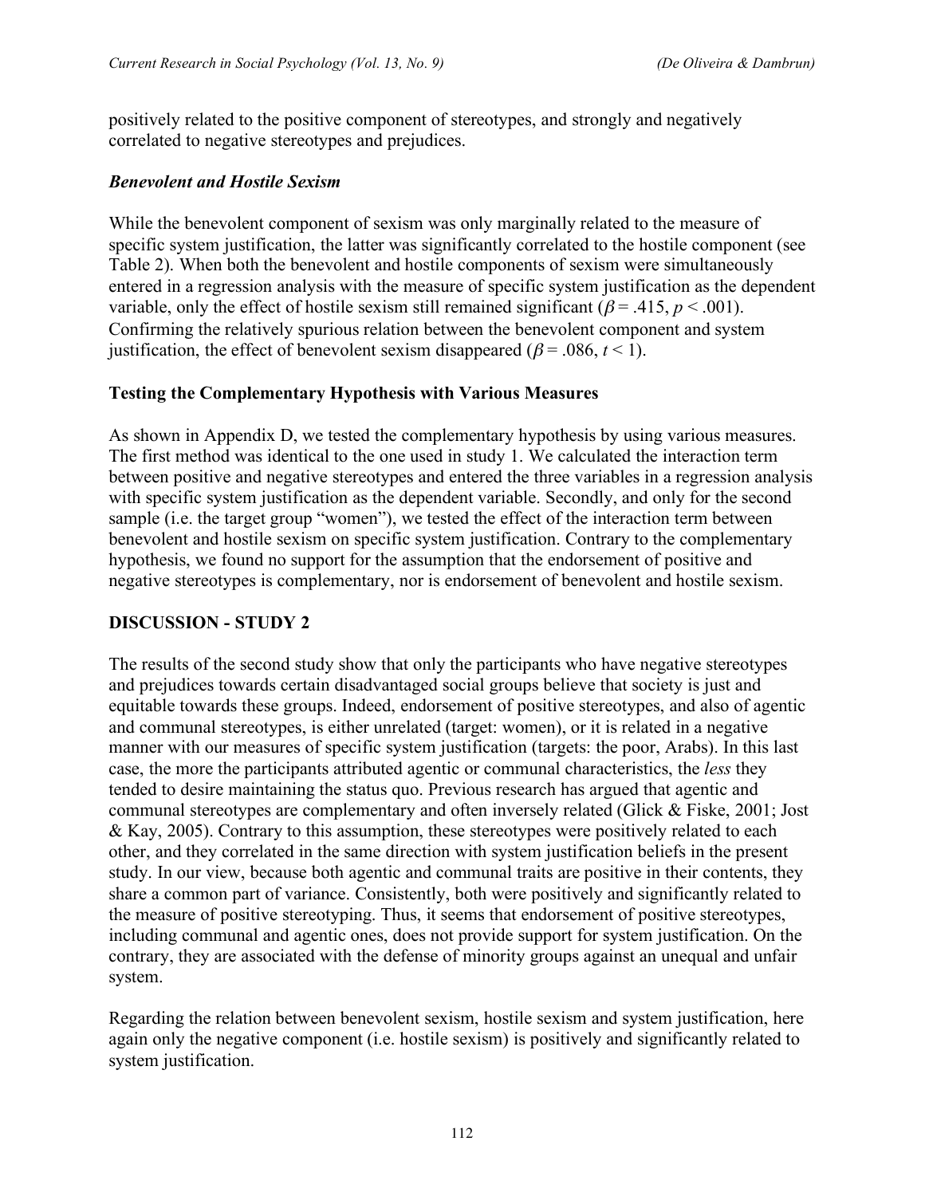positively related to the positive component of stereotypes, and strongly and negatively correlated to negative stereotypes and prejudices.

### *Benevolent and Hostile Sexism*

While the benevolent component of sexism was only marginally related to the measure of specific system justification, the latter was significantly correlated to the hostile component (see Table 2). When both the benevolent and hostile components of sexism were simultaneously entered in a regression analysis with the measure of specific system justification as the dependent variable, only the effect of hostile sexism still remained significant ($\beta = .415$, $p < .001$). Confirming the relatively spurious relation between the benevolent component and system justification, the effect of benevolent sexism disappeared ($\beta = .086$, $t < 1$).

### Testing the Complementary Hypothesis with Various Measures

As shown in Appendix D, we tested the complementary hypothesis by using various measures. The first method was identical to the one used in study 1. We calculated the interaction term between positive and negative stereotypes and entered the three variables in a regression analysis with specific system justification as the dependent variable. Secondly, and only for the second sample (i.e. the target group "women"), we tested the effect of the interaction term between benevolent and hostile sexism on specific system justification. Contrary to the complementary hypothesis, we found no support for the assumption that the endorsement of positive and negative stereotypes is complementary, nor is endorsement of benevolent and hostile sexism.

## DISCUSSION - STUDY 2

The results of the second study show that only the participants who have negative stereotypes and prejudices towards certain disadvantaged social groups believe that society is just and equitable towards these groups. Indeed, endorsement of positive stereotypes, and also of agentic and communal stereotypes, is either unrelated (target: women), or it is related in a negative manner with our measures of specific system justification (targets: the poor, Arabs). In this last case, the more the participants attributed agentic or communal characteristics, the *less* they tended to desire maintaining the status quo. Previous research has argued that agentic and communal stereotypes are complementary and often inversely related (Glick & Fiske, 2001; Jost & Kay, 2005). Contrary to this assumption, these stereotypes were positively related to each other, and they correlated in the same direction with system justification beliefs in the present study. In our view, because both agentic and communal traits are positive in their contents, they share a common part of variance. Consistently, both were positively and significantly related to the measure of positive stereotyping. Thus, it seems that endorsement of positive stereotypes, including communal and agentic ones, does not provide support for system justification. On the contrary, they are associated with the defense of minority groups against an unequal and unfair system.

Regarding the relation between benevolent sexism, hostile sexism and system justification, here again only the negative component (i.e. hostile sexism) is positively and significantly related to system justification.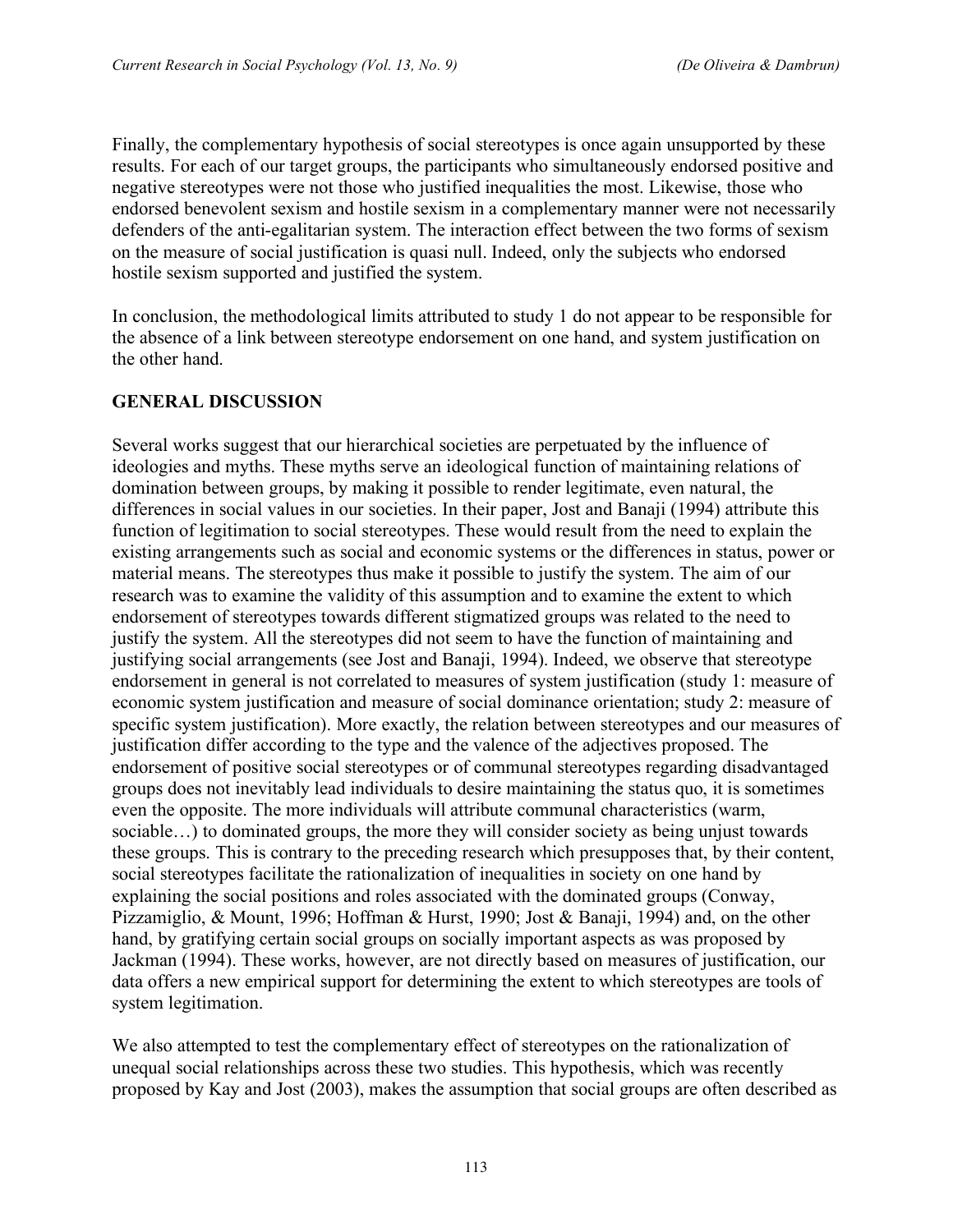Finally, the complementary hypothesis of social stereotypes is once again unsupported by these results. For each of our target groups, the participants who simultaneously endorsed positive and negative stereotypes were not those who justified inequalities the most. Likewise, those who endorsed benevolent sexism and hostile sexism in a complementary manner were not necessarily defenders of the anti-egalitarian system. The interaction effect between the two forms of sexism on the measure of social justification is quasi null. Indeed, only the subjects who endorsed hostile sexism supported and justified the system.

In conclusion, the methodological limits attributed to study 1 do not appear to be responsible for the absence of a link between stereotype endorsement on one hand, and system justification on the other hand.

## GENERAL DISCUSSION

Several works suggest that our hierarchical societies are perpetuated by the influence of ideologies and myths. These myths serve an ideological function of maintaining relations of domination between groups, by making it possible to render legitimate, even natural, the differences in social values in our societies. In their paper, Jost and Banaji (1994) attribute this function of legitimation to social stereotypes. These would result from the need to explain the existing arrangements such as social and economic systems or the differences in status, power or material means. The stereotypes thus make it possible to justify the system. The aim of our research was to examine the validity of this assumption and to examine the extent to which endorsement of stereotypes towards different stigmatized groups was related to the need to justify the system. All the stereotypes did not seem to have the function of maintaining and justifying social arrangements (see Jost and Banaji, 1994). Indeed, we observe that stereotype endorsement in general is not correlated to measures of system justification (study 1: measure of economic system justification and measure of social dominance orientation; study 2: measure of specific system justification). More exactly, the relation between stereotypes and our measures of justification differ according to the type and the valence of the adjectives proposed. The endorsement of positive social stereotypes or of communal stereotypes regarding disadvantaged groups does not inevitably lead individuals to desire maintaining the status quo, it is sometimes even the opposite. The more individuals will attribute communal characteristics (warm, sociable…) to dominated groups, the more they will consider society as being unjust towards these groups. This is contrary to the preceding research which presupposes that, by their content, social stereotypes facilitate the rationalization of inequalities in society on one hand by explaining the social positions and roles associated with the dominated groups (Conway, Pizzamiglio, & Mount, 1996; Hoffman & Hurst, 1990; Jost & Banaji, 1994) and, on the other hand, by gratifying certain social groups on socially important aspects as was proposed by Jackman (1994). These works, however, are not directly based on measures of justification, our data offers a new empirical support for determining the extent to which stereotypes are tools of system legitimation.

We also attempted to test the complementary effect of stereotypes on the rationalization of unequal social relationships across these two studies. This hypothesis, which was recently proposed by Kay and Jost (2003), makes the assumption that social groups are often described as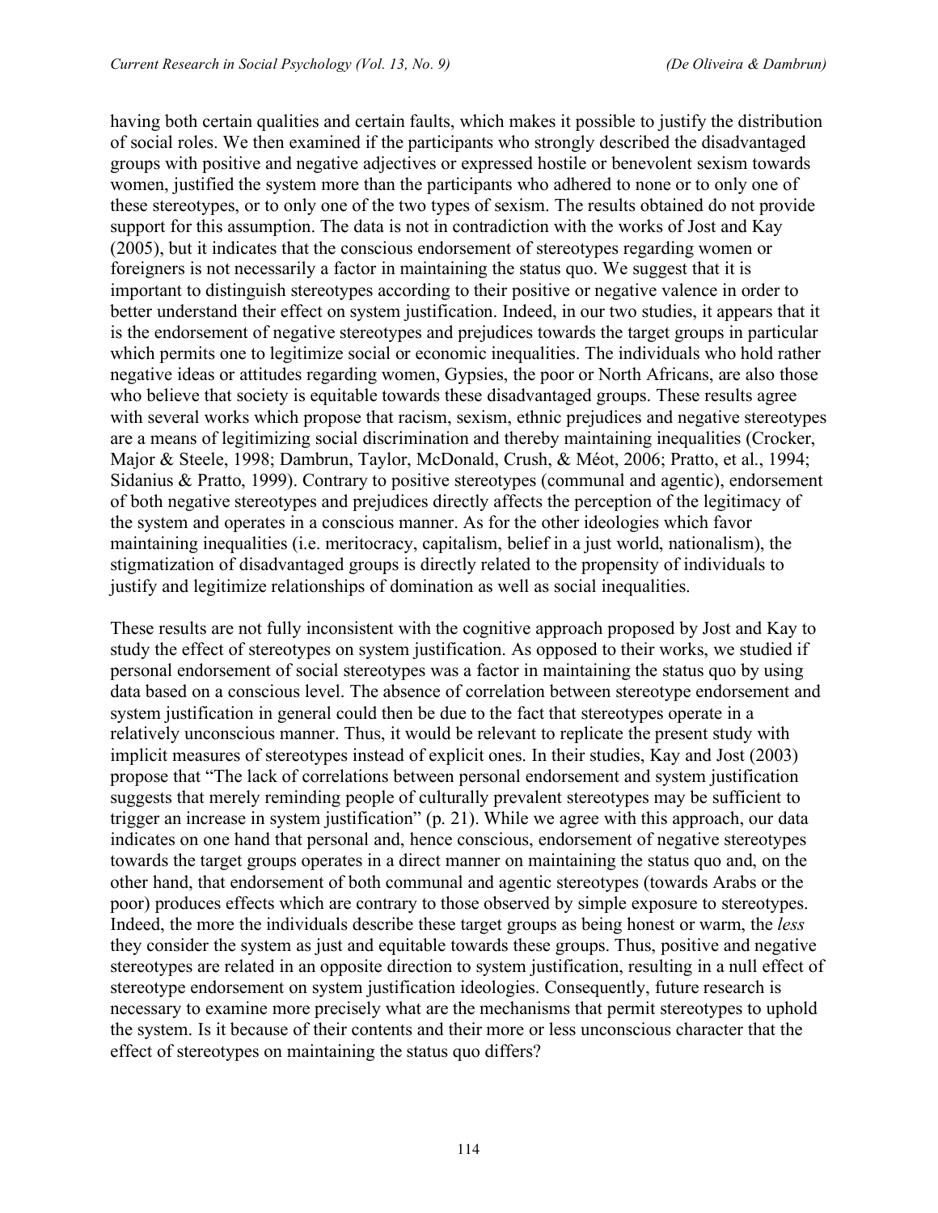having both certain qualities and certain faults, which makes it possible to justify the distribution of social roles. We then examined if the participants who strongly described the disadvantaged groups with positive and negative adjectives or expressed hostile or benevolent sexism towards women, justified the system more than the participants who adhered to none or to only one of these stereotypes, or to only one of the two types of sexism. The results obtained do not provide support for this assumption. The data is not in contradiction with the works of Jost and Kay (2005), but it indicates that the conscious endorsement of stereotypes regarding women or foreigners is not necessarily a factor in maintaining the status quo. We suggest that it is important to distinguish stereotypes according to their positive or negative valence in order to better understand their effect on system justification. Indeed, in our two studies, it appears that it is the endorsement of negative stereotypes and prejudices towards the target groups in particular which permits one to legitimize social or economic inequalities. The individuals who hold rather negative ideas or attitudes regarding women, Gypsies, the poor or North Africans, are also those who believe that society is equitable towards these disadvantaged groups. These results agree with several works which propose that racism, sexism, ethnic prejudices and negative stereotypes are a means of legitimizing social discrimination and thereby maintaining inequalities (Crocker, Major & Steele, 1998; Dambrun, Taylor, McDonald, Crush, & Méot, 2006; Pratto, et al., 1994; Sidanius & Pratto, 1999). Contrary to positive stereotypes (communal and agentic), endorsement of both negative stereotypes and prejudices directly affects the perception of the legitimacy of the system and operates in a conscious manner. As for the other ideologies which favor maintaining inequalities (i.e. meritocracy, capitalism, belief in a just world, nationalism), the stigmatization of disadvantaged groups is directly related to the propensity of individuals to justify and legitimize relationships of domination as well as social inequalities.

These results are not fully inconsistent with the cognitive approach proposed by Jost and Kay to study the effect of stereotypes on system justification. As opposed to their works, we studied if personal endorsement of social stereotypes was a factor in maintaining the status quo by using data based on a conscious level. The absence of correlation between stereotype endorsement and system justification in general could then be due to the fact that stereotypes operate in a relatively unconscious manner. Thus, it would be relevant to replicate the present study with implicit measures of stereotypes instead of explicit ones. In their studies, Kay and Jost (2003) propose that "The lack of correlations between personal endorsement and system justification suggests that merely reminding people of culturally prevalent stereotypes may be sufficient to trigger an increase in system justification" (p. 21). While we agree with this approach, our data indicates on one hand that personal and, hence conscious, endorsement of negative stereotypes towards the target groups operates in a direct manner on maintaining the status quo and, on the other hand, that endorsement of both communal and agentic stereotypes (towards Arabs or the poor) produces effects which are contrary to those observed by simple exposure to stereotypes. Indeed, the more the individuals describe these target groups as being honest or warm, the *less* they consider the system as just and equitable towards these groups. Thus, positive and negative stereotypes are related in an opposite direction to system justification, resulting in a null effect of stereotype endorsement on system justification ideologies. Consequently, future research is necessary to examine more precisely what are the mechanisms that permit stereotypes to uphold the system. Is it because of their contents and their more or less unconscious character that the effect of stereotypes on maintaining the status quo differs?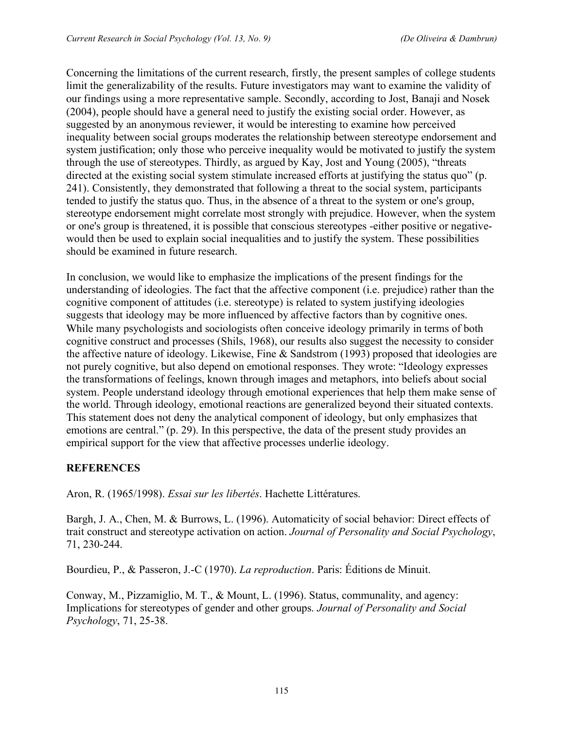Concerning the limitations of the current research, firstly, the present samples of college students limit the generalizability of the results. Future investigators may want to examine the validity of our findings using a more representative sample. Secondly, according to Jost, Banaji and Nosek (2004), people should have a general need to justify the existing social order. However, as suggested by an anonymous reviewer, it would be interesting to examine how perceived inequality between social groups moderates the relationship between stereotype endorsement and system justification; only those who perceive inequality would be motivated to justify the system through the use of stereotypes. Thirdly, as argued by Kay, Jost and Young (2005), "threats directed at the existing social system stimulate increased efforts at justifying the status quo" (p. 241). Consistently, they demonstrated that following a threat to the social system, participants tended to justify the status quo. Thus, in the absence of a threat to the system or one's group, stereotype endorsement might correlate most strongly with prejudice. However, when the system or one's group is threatened, it is possible that conscious stereotypes -either positive or negative- would then be used to explain social inequalities and to justify the system. These possibilities should be examined in future research.

In conclusion, we would like to emphasize the implications of the present findings for the understanding of ideologies. The fact that the affective component (i.e. prejudice) rather than the cognitive component of attitudes (i.e. stereotype) is related to system justifying ideologies suggests that ideology may be more influenced by affective factors than by cognitive ones. While many psychologists and sociologists often conceive ideology primarily in terms of both cognitive construct and processes (Shils, 1968), our results also suggest the necessity to consider the affective nature of ideology. Likewise, Fine & Sandstrom (1993) proposed that ideologies are not purely cognitive, but also depend on emotional responses. They wrote: "Ideology expresses the transformations of feelings, known through images and metaphors, into beliefs about social system. People understand ideology through emotional experiences that help them make sense of the world. Through ideology, emotional reactions are generalized beyond their situated contexts. This statement does not deny the analytical component of ideology, but only emphasizes that emotions are central." (p. 29). In this perspective, the data of the present study provides an empirical support for the view that affective processes underlie ideology.

## REFERENCES

Aron, R. (1965/1998). *Essai sur les libertés*. Hachette Littératures.

Bargh, J. A., Chen, M. & Burrows, L. (1996). Automaticity of social behavior: Direct effects of trait construct and stereotype activation on action. *Journal of Personality and Social Psychology*, 71, 230-244.

Bourdieu, P., & Passeron, J.-C (1970). *La reproduction*. Paris: Éditions de Minuit.

Conway, M., Pizzamiglio, M. T., & Mount, L. (1996). Status, communality, and agency: Implications for stereotypes of gender and other groups. *Journal of Personality and Social Psychology*, 71, 25-38.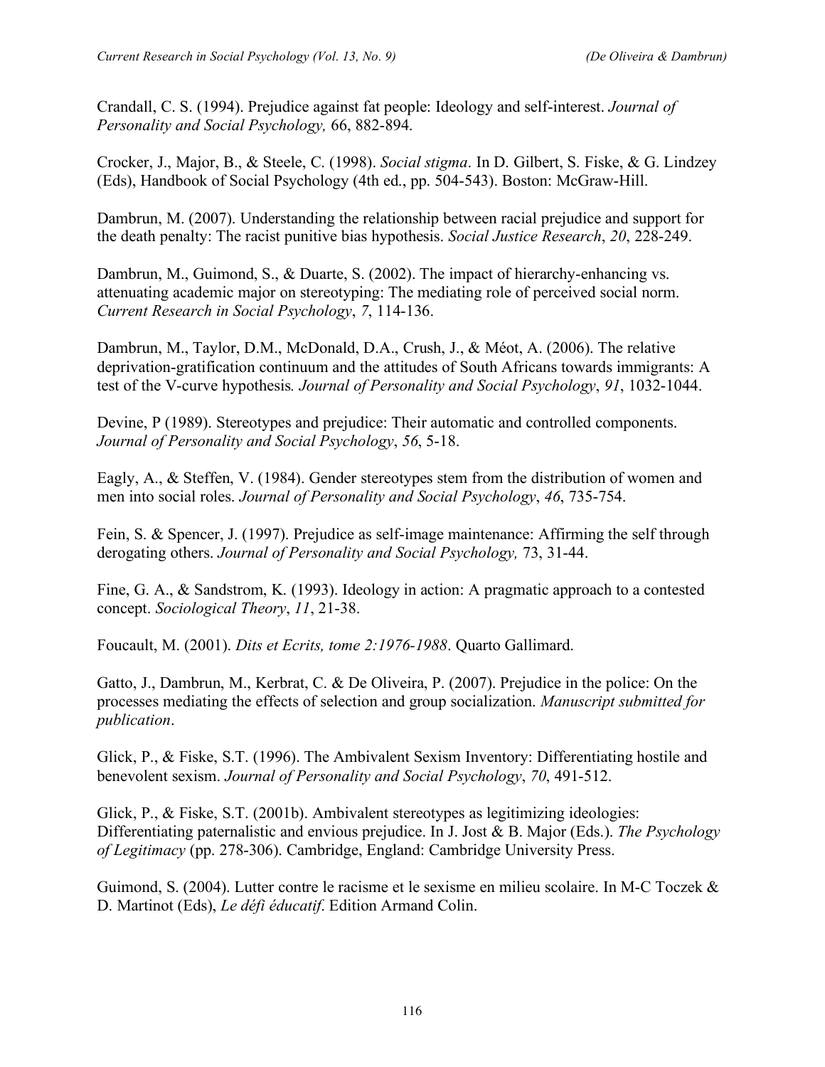Crandall, C. S. (1994). Prejudice against fat people: Ideology and self-interest. *Journal of Personality and Social Psychology,* 66, 882-894.

Crocker, J., Major, B., & Steele, C. (1998). *Social stigma*. In D. Gilbert, S. Fiske, & G. Lindzey (Eds), Handbook of Social Psychology (4th ed., pp. 504-543). Boston: McGraw-Hill.

Dambrun, M. (2007). Understanding the relationship between racial prejudice and support for the death penalty: The racist punitive bias hypothesis. *Social Justice Research*, *20*, 228-249.

Dambrun, M., Guimond, S., & Duarte, S. (2002). The impact of hierarchy-enhancing vs. attenuating academic major on stereotyping: The mediating role of perceived social norm. *Current Research in Social Psychology*, *7*, 114-136.

Dambrun, M., Taylor, D.M., McDonald, D.A., Crush, J., & Méot, A. (2006). The relative deprivation-gratification continuum and the attitudes of South Africans towards immigrants: A test of the V-curve hypothesis*. Journal of Personality and Social Psychology*, *91*, 1032-1044.

Devine, P (1989). Stereotypes and prejudice: Their automatic and controlled components. *Journal of Personality and Social Psychology*, *56*, 5-18.

Eagly, A., & Steffen, V. (1984). Gender stereotypes stem from the distribution of women and men into social roles. *Journal of Personality and Social Psychology*, *46*, 735-754.

Fein, S. & Spencer, J. (1997). Prejudice as self-image maintenance: Affirming the self through derogating others. *Journal of Personality and Social Psychology,* 73, 31-44.

Fine, G. A., & Sandstrom, K. (1993). Ideology in action: A pragmatic approach to a contested concept. *Sociological Theory*, *11*, 21-38.

Foucault, M. (2001). *Dits et Ecrits, tome 2:1976-1988*. Quarto Gallimard.

Gatto, J., Dambrun, M., Kerbrat, C. & De Oliveira, P. (2007). Prejudice in the police: On the processes mediating the effects of selection and group socialization. *Manuscript submitted for publication*.

Glick, P., & Fiske, S.T. (1996). The Ambivalent Sexism Inventory: Differentiating hostile and benevolent sexism. *Journal of Personality and Social Psychology*, *70*, 491-512.

Glick, P., & Fiske, S.T. (2001b). Ambivalent stereotypes as legitimizing ideologies: Differentiating paternalistic and envious prejudice. In J. Jost & B. Major (Eds.). *The Psychology of Legitimacy* (pp. 278-306). Cambridge, England: Cambridge University Press.

Guimond, S. (2004). Lutter contre le racisme et le sexisme en milieu scolaire. In M-C Toczek & D. Martinot (Eds), *Le défi éducatif*. Edition Armand Colin.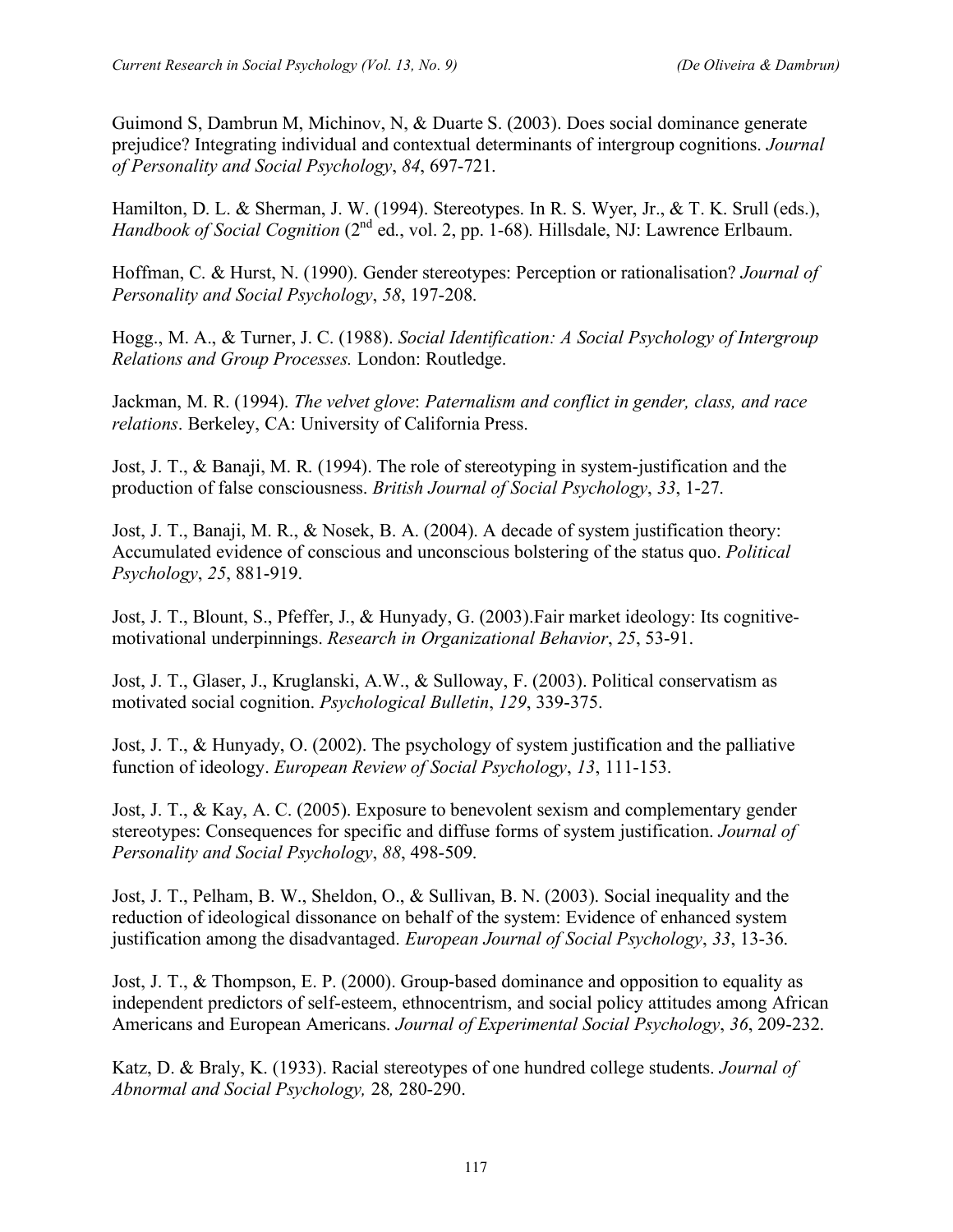Guimond S, Dambrun M, Michinov, N, & Duarte S. (2003). Does social dominance generate prejudice? Integrating individual and contextual determinants of intergroup cognitions. *Journal of Personality and Social Psychology*, *84*, 697-721.

Hamilton, D. L. & Sherman, J. W. (1994). Stereotypes. In R. S. Wyer, Jr., & T. K. Srull (eds.), *Handbook of Social Cognition* (2nd ed., vol. 2, pp. 1-68). Hillsdale, NJ: Lawrence Erlbaum.

Hoffman, C. & Hurst, N. (1990). Gender stereotypes: Perception or rationalisation? *Journal of Personality and Social Psychology*, *58*, 197-208.

Hogg., M. A., & Turner, J. C. (1988). *Social Identification: A Social Psychology of Intergroup Relations and Group Processes.* London: Routledge.

Jackman, M. R. (1994). *The velvet glove*: *Paternalism and conflict in gender, class, and race relations*. Berkeley, CA: University of California Press.

Jost, J. T., & Banaji, M. R. (1994). The role of stereotyping in system-justification and the production of false consciousness. *British Journal of Social Psychology*, *33*, 1-27.

Jost, J. T., Banaji, M. R., & Nosek, B. A. (2004). A decade of system justification theory: Accumulated evidence of conscious and unconscious bolstering of the status quo. *Political Psychology*, *25*, 881-919.

Jost, J. T., Blount, S., Pfeffer, J., & Hunyady, G. (2003).Fair market ideology: Its cognitive-motivational underpinnings. *Research in Organizational Behavior*, *25*, 53-91.

Jost, J. T., Glaser, J., Kruglanski, A.W., & Sulloway, F. (2003). Political conservatism as motivated social cognition. *Psychological Bulletin*, *129*, 339-375.

Jost, J. T., & Hunyady, O. (2002). The psychology of system justification and the palliative function of ideology. *European Review of Social Psychology*, *13*, 111-153.

Jost, J. T., & Kay, A. C. (2005). Exposure to benevolent sexism and complementary gender stereotypes: Consequences for specific and diffuse forms of system justification. *Journal of Personality and Social Psychology*, *88*, 498-509.

Jost, J. T., Pelham, B. W., Sheldon, O., & Sullivan, B. N. (2003). Social inequality and the reduction of ideological dissonance on behalf of the system: Evidence of enhanced system justification among the disadvantaged. *European Journal of Social Psychology*, *33*, 13-36.

Jost, J. T., & Thompson, E. P. (2000). Group-based dominance and opposition to equality as independent predictors of self-esteem, ethnocentrism, and social policy attitudes among African Americans and European Americans. *Journal of Experimental Social Psychology*, *36*, 209-232.

Katz, D. & Braly, K. (1933). Racial stereotypes of one hundred college students. *Journal of Abnormal and Social Psychology,* 28*,* 280-290.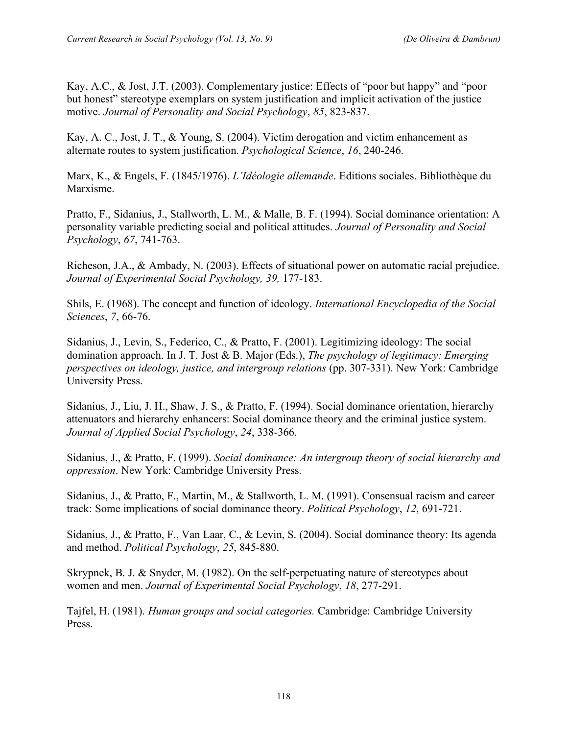Kay, A.C., & Jost, J.T. (2003). Complementary justice: Effects of "poor but happy" and "poor but honest" stereotype exemplars on system justification and implicit activation of the justice motive. *Journal of Personality and Social Psychology*, *85*, 823-837.

Kay, A. C., Jost, J. T., & Young, S. (2004). Victim derogation and victim enhancement as alternate routes to system justification. *Psychological Science*, *16*, 240-246.

Marx, K., & Engels, F. (1845/1976). *L'Idéologie allemande*. Editions sociales. Bibliothèque du Marxisme.

Pratto, F., Sidanius, J., Stallworth, L. M., & Malle, B. F. (1994). Social dominance orientation: A personality variable predicting social and political attitudes. *Journal of Personality and Social Psychology*, *67*, 741-763.

Richeson, J.A., & Ambady, N. (2003). Effects of situational power on automatic racial prejudice. *Journal of Experimental Social Psychology, 39,* 177-183.

Shils, E. (1968). The concept and function of ideology. *International Encyclopedia of the Social Sciences*, *7*, 66-76.

Sidanius, J., Levin, S., Federico, C., & Pratto, F. (2001). Legitimizing ideology: The social domination approach. In J. T. Jost & B. Major (Eds.), *The psychology of legitimacy: Emerging perspectives on ideology, justice, and intergroup relations* (pp. 307-331). New York: Cambridge University Press.

Sidanius, J., Liu, J. H., Shaw, J. S., & Pratto, F. (1994). Social dominance orientation, hierarchy attenuators and hierarchy enhancers: Social dominance theory and the criminal justice system. *Journal of Applied Social Psychology*, *24*, 338-366.

Sidanius, J., & Pratto, F. (1999). *Social dominance: An intergroup theory of social hierarchy and oppression*. New York: Cambridge University Press.

Sidanius, J., & Pratto, F., Martin, M., & Stallworth, L. M. (1991). Consensual racism and career track: Some implications of social dominance theory. *Political Psychology*, *12*, 691-721.

Sidanius, J., & Pratto, F., Van Laar, C., & Levin, S. (2004). Social dominance theory: Its agenda and method. *Political Psychology*, *25*, 845-880.

Skrypnek, B. J. & Snyder, M. (1982). On the self-perpetuating nature of stereotypes about women and men. *Journal of Experimental Social Psychology*, *18*, 277-291.

Tajfel, H. (1981). *Human groups and social categories.* Cambridge: Cambridge University Press.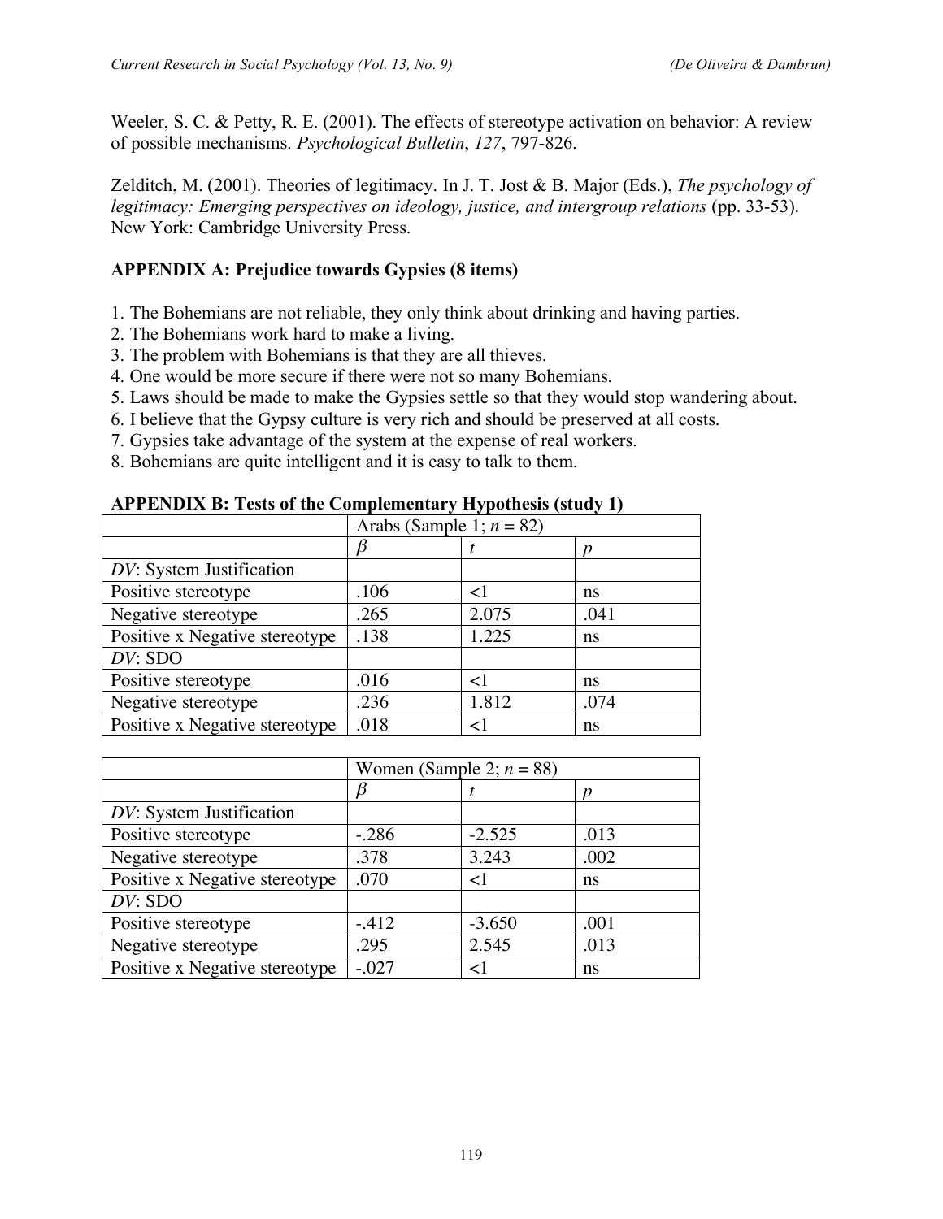Weeler, S. C. & Petty, R. E. (2001). The effects of stereotype activation on behavior: A review of possible mechanisms. *Psychological Bulletin*, *127*, 797-826.

Zelditch, M. (2001). Theories of legitimacy. In J. T. Jost & B. Major (Eds.), *The psychology of legitimacy: Emerging perspectives on ideology, justice, and intergroup relations* (pp. 33-53). New York: Cambridge University Press.

## APPENDIX A: Prejudice towards Gypsies (8 items)

1. The Bohemians are not reliable, they only think about drinking and having parties.
2. The Bohemians work hard to make a living.
3. The problem with Bohemians is that they are all thieves.
4. One would be more secure if there were not so many Bohemians.
5. Laws should be made to make the Gypsies settle so that they would stop wandering about.
6. I believe that the Gypsy culture is very rich and should be preserved at all costs.
7. Gypsies take advantage of the system at the expense of real workers.
8. Bohemians are quite intelligent and it is easy to talk to them.

## APPENDIX B: Tests of the Complementary Hypothesis (study 1)

| | Arabs (Sample 1; $n$ = 82) | | |
|---|---|---|---|
| | $\beta$ | $t$ | $p$ |
| *DV*: System Justification | | | |
| Positive stereotype | .106 | <1 | ns |
| Negative stereotype | .265 | 2.075 | .041 |
| Positive x Negative stereotype | .138 | 1.225 | ns |
| *DV*: SDO | | | |
| Positive stereotype | .016 | <1 | ns |
| Negative stereotype | .236 | 1.812 | .074 |
| Positive x Negative stereotype | .018 | <1 | ns |

| | Women (Sample 2; $n$ = 88) | | |
|---|---|---|---|
| | $\beta$ | $t$ | $p$ |
| *DV*: System Justification | | | |
| Positive stereotype | -.286 | -2.525 | .013 |
| Negative stereotype | .378 | 3.243 | .002 |
| Positive x Negative stereotype | .070 | <1 | ns |
| *DV*: SDO | | | |
| Positive stereotype | -.412 | -3.650 | .001 |
| Negative stereotype | .295 | 2.545 | .013 |
| Positive x Negative stereotype | -.027 | <1 | ns |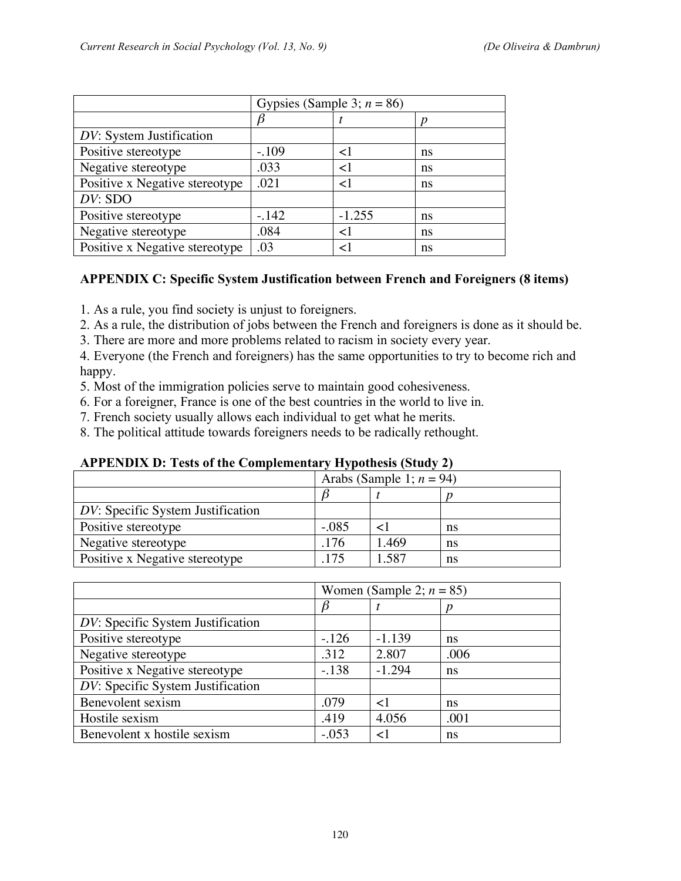| | Gypsies (Sample 3; *n* = 86) | | |
|---|---|---|---|
| | *β* | *t* | *p* |
| *DV*: System Justification | | | |
| Positive stereotype | -.109 | <1 | ns |
| Negative stereotype | .033 | <1 | ns |
| Positive x Negative stereotype | .021 | <1 | ns |
| *DV*: SDO | | | |
| Positive stereotype | -.142 | -1.255 | ns |
| Negative stereotype | .084 | <1 | ns |
| Positive x Negative stereotype | .03 | <1 | ns |

**APPENDIX C: Specific System Justification between French and Foreigners (8 items)**

1. As a rule, you find society is unjust to foreigners.
2. As a rule, the distribution of jobs between the French and foreigners is done as it should be.
3. There are more and more problems related to racism in society every year.
4. Everyone (the French and foreigners) has the same opportunities to try to become rich and happy.
5. Most of the immigration policies serve to maintain good cohesiveness.
6. For a foreigner, France is one of the best countries in the world to live in.
7. French society usually allows each individual to get what he merits.
8. The political attitude towards foreigners needs to be radically rethought.

**APPENDIX D: Tests of the Complementary Hypothesis (Study 2)**

| | Arabs (Sample 1; *n* = 94) | | |
|---|---|---|---|
| | *β* | *t* | *p* |
| *DV*: Specific System Justification | | | |
| Positive stereotype | -.085 | <1 | ns |
| Negative stereotype | .176 | 1.469 | ns |
| Positive x Negative stereotype | .175 | 1.587 | ns |

| | Women (Sample 2; *n* = 85) | | |
|---|---|---|---|
| | *β* | *t* | *p* |
| *DV*: Specific System Justification | | | |
| Positive stereotype | -.126 | -1.139 | ns |
| Negative stereotype | .312 | 2.807 | .006 |
| Positive x Negative stereotype | -.138 | -1.294 | ns |
| *DV*: Specific System Justification | | | |
| Benevolent sexism | .079 | <1 | ns |
| Hostile sexism | .419 | 4.056 | .001 |
| Benevolent x hostile sexism | -.053 | <1 | ns |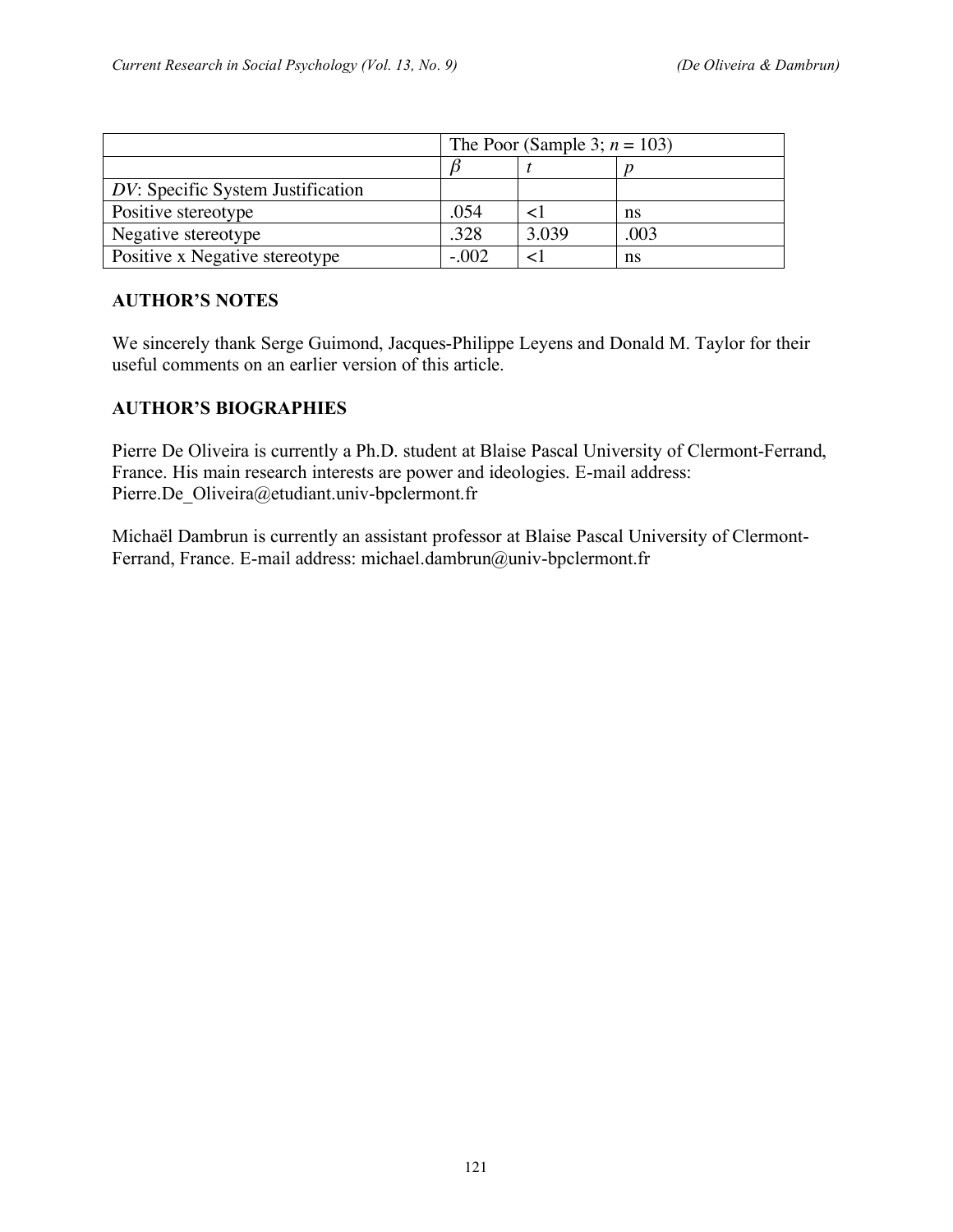| | The Poor (Sample 3; $n$ = 103) | | |
|---|---|---|---|
| | $\beta$ | $t$ | $p$ |
| *DV*: Specific System Justification | | | |
| Positive stereotype | .054 | <1 | ns |
| Negative stereotype | .328 | 3.039 | .003 |
| Positive x Negative stereotype | -.002 | <1 | ns |

## AUTHOR'S NOTES

We sincerely thank Serge Guimond, Jacques-Philippe Leyens and Donald M. Taylor for their useful comments on an earlier version of this article.

## AUTHOR'S BIOGRAPHIES

Pierre De Oliveira is currently a Ph.D. student at Blaise Pascal University of Clermont-Ferrand, France. His main research interests are power and ideologies. E-mail address: Pierre.De_Oliveira@etudiant.univ-bpclermont.fr

Michaël Dambrun is currently an assistant professor at Blaise Pascal University of Clermont-Ferrand, France. E-mail address: michael.dambrun@univ-bpclermont.fr